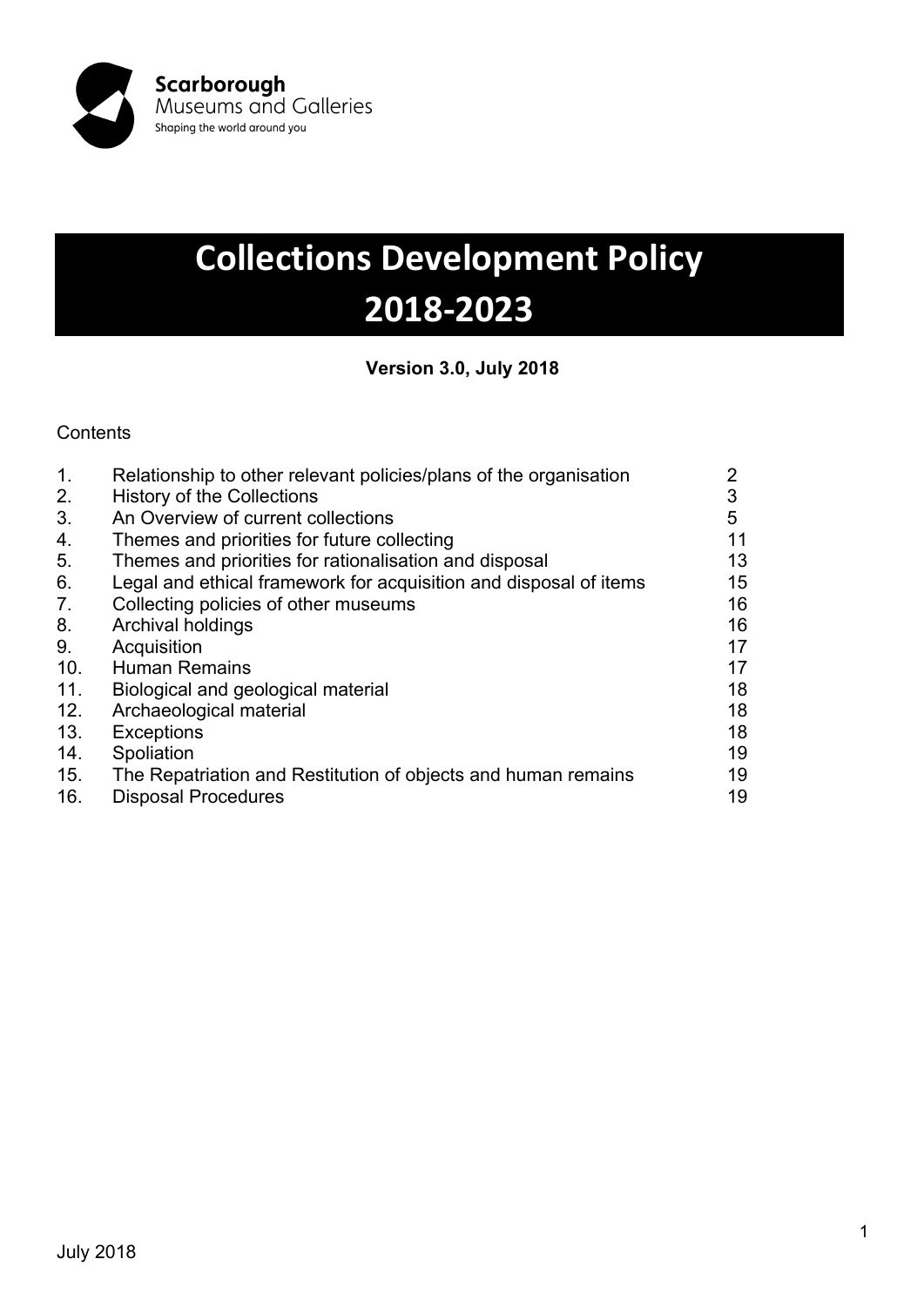Scarborough
Museums and Galleries
Shaping the world around you

# Collections Development Policy 2018-2023

**Version 3.0, July 2018**

Contents

| | | |
|---|---|---|
| 1. | Relationship to other relevant policies/plans of the organisation | 2 |
| 2. | History of the Collections | 3 |
| 3. | An Overview of current collections | 5 |
| 4. | Themes and priorities for future collecting | 11 |
| 5. | Themes and priorities for rationalisation and disposal | 13 |
| 6. | Legal and ethical framework for acquisition and disposal of items | 15 |
| 7. | Collecting policies of other museums | 16 |
| 8. | Archival holdings | 16 |
| 9. | Acquisition | 17 |
| 10. | Human Remains | 17 |
| 11. | Biological and geological material | 18 |
| 12. | Archaeological material | 18 |
| 13. | Exceptions | 18 |
| 14. | Spoliation | 19 |
| 15. | The Repatriation and Restitution of objects and human remains | 19 |
| 16. | Disposal Procedures | 19 |

July 2018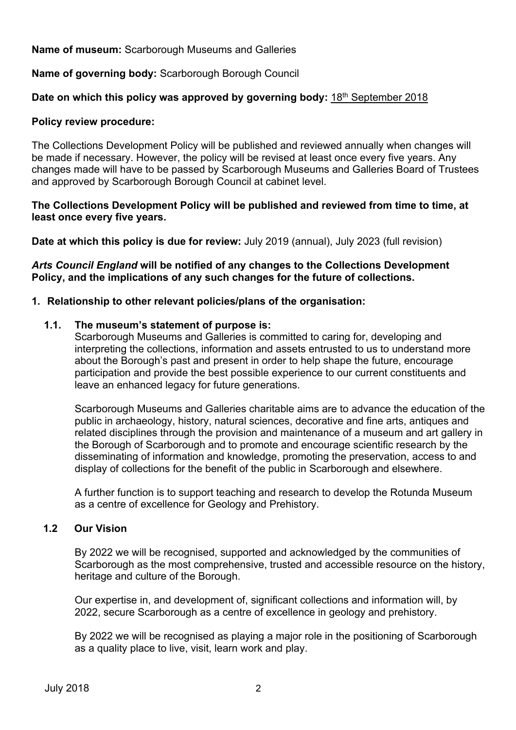**Name of museum:** Scarborough Museums and Galleries

**Name of governing body:** Scarborough Borough Council

**Date on which this policy was approved by governing body:** 18th September 2018

**Policy review procedure:**

The Collections Development Policy will be published and reviewed annually when changes will be made if necessary. However, the policy will be revised at least once every five years. Any changes made will have to be passed by Scarborough Museums and Galleries Board of Trustees and approved by Scarborough Borough Council at cabinet level.

**The Collections Development Policy will be published and reviewed from time to time, at least once every five years.**

**Date at which this policy is due for review:** July 2019 (annual), July 2023 (full revision)

***Arts Council England* will be notified of any changes to the Collections Development Policy, and the implications of any such changes for the future of collections.**

## 1. Relationship to other relevant policies/plans of the organisation:

### 1.1. The museum's statement of purpose is:

Scarborough Museums and Galleries is committed to caring for, developing and interpreting the collections, information and assets entrusted to us to understand more about the Borough's past and present in order to help shape the future, encourage participation and provide the best possible experience to our current constituents and leave an enhanced legacy for future generations.

Scarborough Museums and Galleries charitable aims are to advance the education of the public in archaeology, history, natural sciences, decorative and fine arts, antiques and related disciplines through the provision and maintenance of a museum and art gallery in the Borough of Scarborough and to promote and encourage scientific research by the disseminating of information and knowledge, promoting the preservation, access to and display of collections for the benefit of the public in Scarborough and elsewhere.

A further function is to support teaching and research to develop the Rotunda Museum as a centre of excellence for Geology and Prehistory.

### 1.2 Our Vision

By 2022 we will be recognised, supported and acknowledged by the communities of Scarborough as the most comprehensive, trusted and accessible resource on the history, heritage and culture of the Borough.

Our expertise in, and development of, significant collections and information will, by 2022, secure Scarborough as a centre of excellence in geology and prehistory.

By 2022 we will be recognised as playing a major role in the positioning of Scarborough as a quality place to live, visit, learn work and play.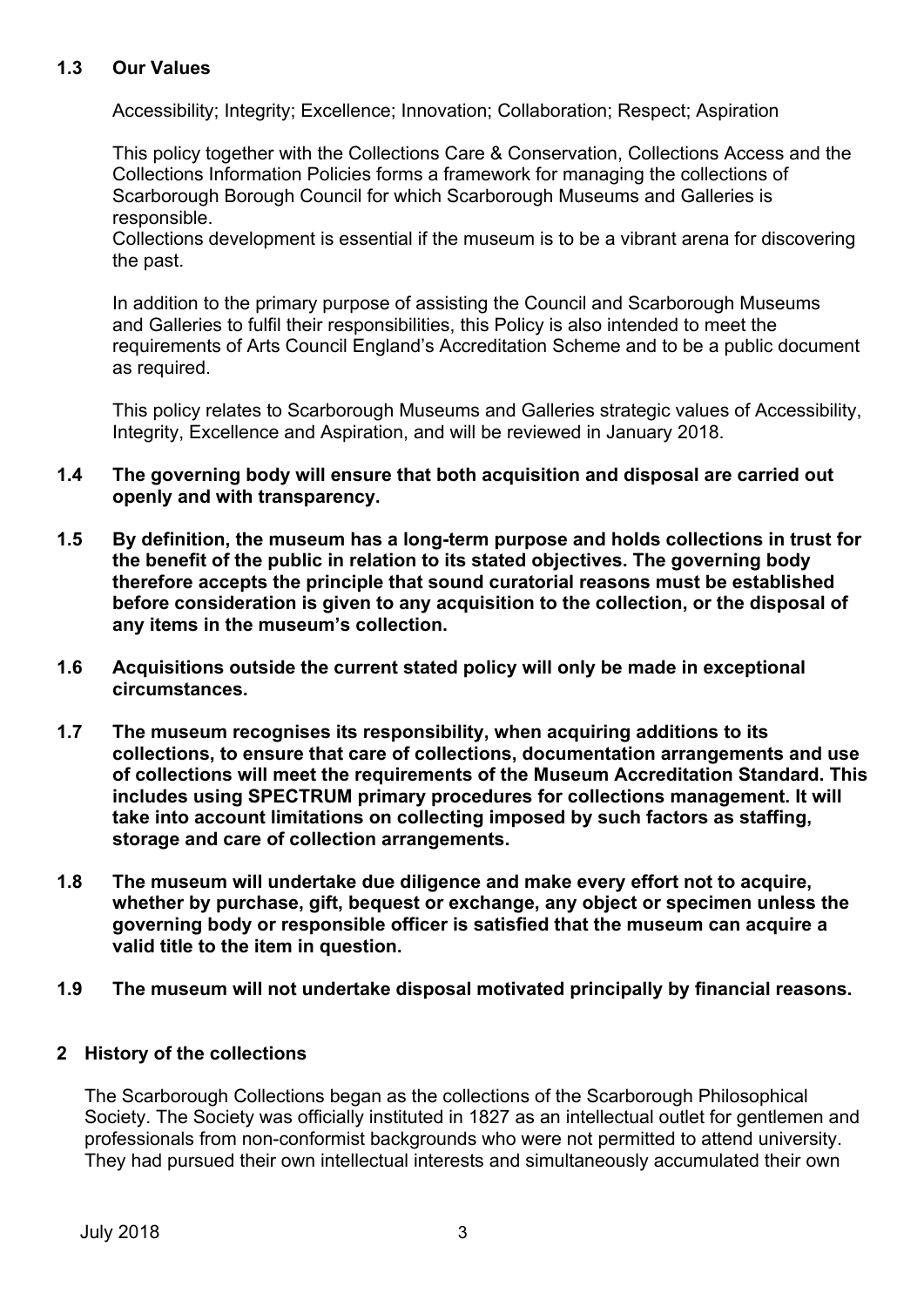### 1.3 Our Values

Accessibility; Integrity; Excellence; Innovation; Collaboration; Respect; Aspiration

This policy together with the Collections Care & Conservation, Collections Access and the Collections Information Policies forms a framework for managing the collections of Scarborough Borough Council for which Scarborough Museums and Galleries is responsible.
Collections development is essential if the museum is to be a vibrant arena for discovering the past.

In addition to the primary purpose of assisting the Council and Scarborough Museums and Galleries to fulfil their responsibilities, this Policy is also intended to meet the requirements of Arts Council England's Accreditation Scheme and to be a public document as required.

This policy relates to Scarborough Museums and Galleries strategic values of Accessibility, Integrity, Excellence and Aspiration, and will be reviewed in January 2018.

**1.4 The governing body will ensure that both acquisition and disposal are carried out openly and with transparency.**

**1.5 By definition, the museum has a long-term purpose and holds collections in trust for the benefit of the public in relation to its stated objectives. The governing body therefore accepts the principle that sound curatorial reasons must be established before consideration is given to any acquisition to the collection, or the disposal of any items in the museum's collection.**

**1.6 Acquisitions outside the current stated policy will only be made in exceptional circumstances.**

**1.7 The museum recognises its responsibility, when acquiring additions to its collections, to ensure that care of collections, documentation arrangements and use of collections will meet the requirements of the Museum Accreditation Standard. This includes using SPECTRUM primary procedures for collections management. It will take into account limitations on collecting imposed by such factors as staffing, storage and care of collection arrangements.**

**1.8 The museum will undertake due diligence and make every effort not to acquire, whether by purchase, gift, bequest or exchange, any object or specimen unless the governing body or responsible officer is satisfied that the museum can acquire a valid title to the item in question.**

**1.9 The museum will not undertake disposal motivated principally by financial reasons.**

## 2 History of the collections

The Scarborough Collections began as the collections of the Scarborough Philosophical Society. The Society was officially instituted in 1827 as an intellectual outlet for gentlemen and professionals from non-conformist backgrounds who were not permitted to attend university. They had pursued their own intellectual interests and simultaneously accumulated their own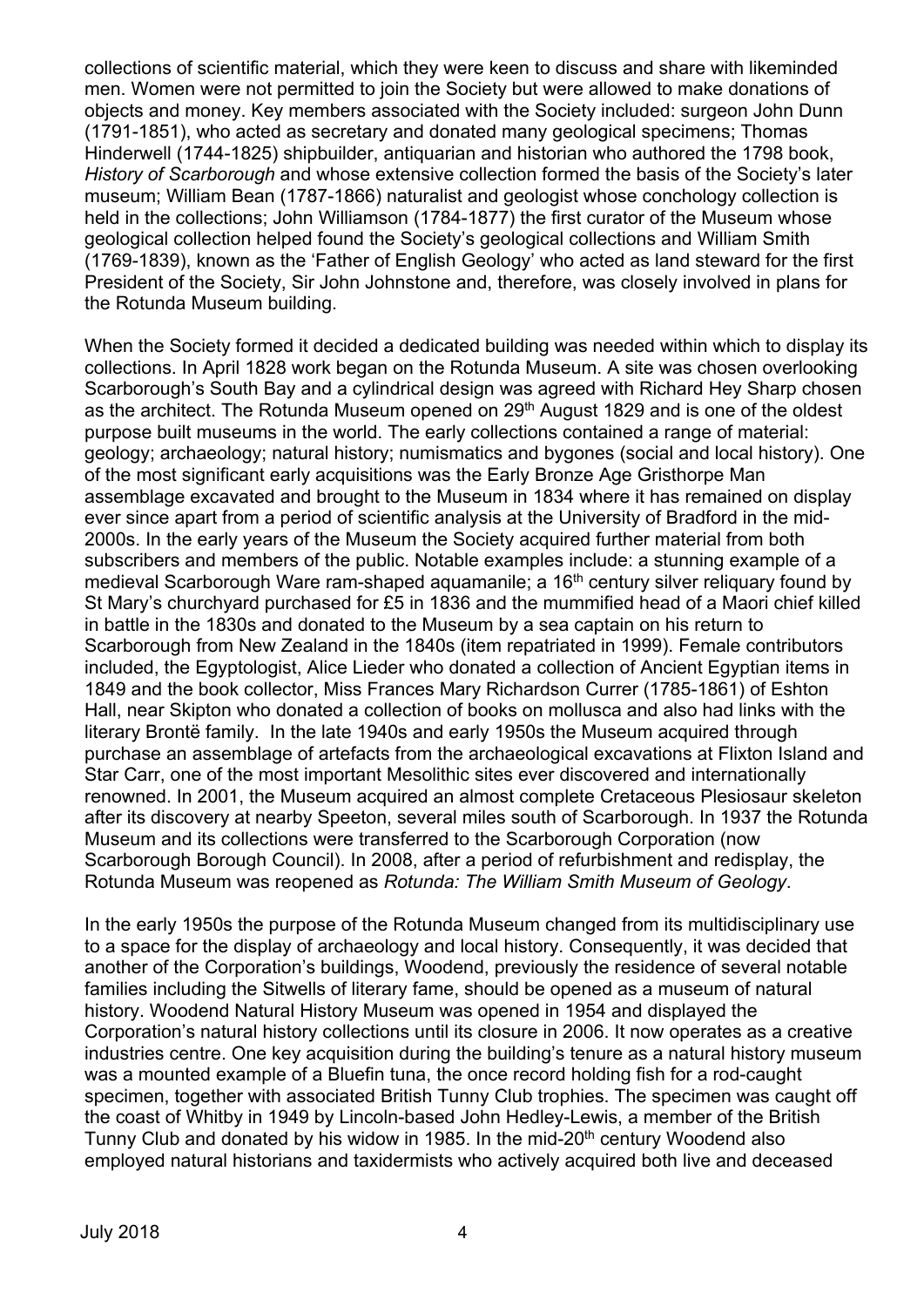collections of scientific material, which they were keen to discuss and share with likeminded men. Women were not permitted to join the Society but were allowed to make donations of objects and money. Key members associated with the Society included: surgeon John Dunn (1791-1851), who acted as secretary and donated many geological specimens; Thomas Hinderwell (1744-1825) shipbuilder, antiquarian and historian who authored the 1798 book, *History of Scarborough* and whose extensive collection formed the basis of the Society's later museum; William Bean (1787-1866) naturalist and geologist whose conchology collection is held in the collections; John Williamson (1784-1877) the first curator of the Museum whose geological collection helped found the Society's geological collections and William Smith (1769-1839), known as the 'Father of English Geology' who acted as land steward for the first President of the Society, Sir John Johnstone and, therefore, was closely involved in plans for the Rotunda Museum building.

When the Society formed it decided a dedicated building was needed within which to display its collections. In April 1828 work began on the Rotunda Museum. A site was chosen overlooking Scarborough's South Bay and a cylindrical design was agreed with Richard Hey Sharp chosen as the architect. The Rotunda Museum opened on 29th August 1829 and is one of the oldest purpose built museums in the world. The early collections contained a range of material: geology; archaeology; natural history; numismatics and bygones (social and local history). One of the most significant early acquisitions was the Early Bronze Age Gristhorpe Man assemblage excavated and brought to the Museum in 1834 where it has remained on display ever since apart from a period of scientific analysis at the University of Bradford in the mid-2000s. In the early years of the Museum the Society acquired further material from both subscribers and members of the public. Notable examples include: a stunning example of a medieval Scarborough Ware ram-shaped aquamanile; a 16th century silver reliquary found by St Mary's churchyard purchased for £5 in 1836 and the mummified head of a Maori chief killed in battle in the 1830s and donated to the Museum by a sea captain on his return to Scarborough from New Zealand in the 1840s (item repatriated in 1999). Female contributors included, the Egyptologist, Alice Lieder who donated a collection of Ancient Egyptian items in 1849 and the book collector, Miss Frances Mary Richardson Currer (1785-1861) of Eshton Hall, near Skipton who donated a collection of books on mollusca and also had links with the literary Brontë family. In the late 1940s and early 1950s the Museum acquired through purchase an assemblage of artefacts from the archaeological excavations at Flixton Island and Star Carr, one of the most important Mesolithic sites ever discovered and internationally renowned. In 2001, the Museum acquired an almost complete Cretaceous Plesiosaur skeleton after its discovery at nearby Speeton, several miles south of Scarborough. In 1937 the Rotunda Museum and its collections were transferred to the Scarborough Corporation (now Scarborough Borough Council). In 2008, after a period of refurbishment and redisplay, the Rotunda Museum was reopened as *Rotunda: The William Smith Museum of Geology*.

In the early 1950s the purpose of the Rotunda Museum changed from its multidisciplinary use to a space for the display of archaeology and local history. Consequently, it was decided that another of the Corporation's buildings, Woodend, previously the residence of several notable families including the Sitwells of literary fame, should be opened as a museum of natural history. Woodend Natural History Museum was opened in 1954 and displayed the Corporation's natural history collections until its closure in 2006. It now operates as a creative industries centre. One key acquisition during the building's tenure as a natural history museum was a mounted example of a Bluefin tuna, the once record holding fish for a rod-caught specimen, together with associated British Tunny Club trophies. The specimen was caught off the coast of Whitby in 1949 by Lincoln-based John Hedley-Lewis, a member of the British Tunny Club and donated by his widow in 1985. In the mid-20th century Woodend also employed natural historians and taxidermists who actively acquired both live and deceased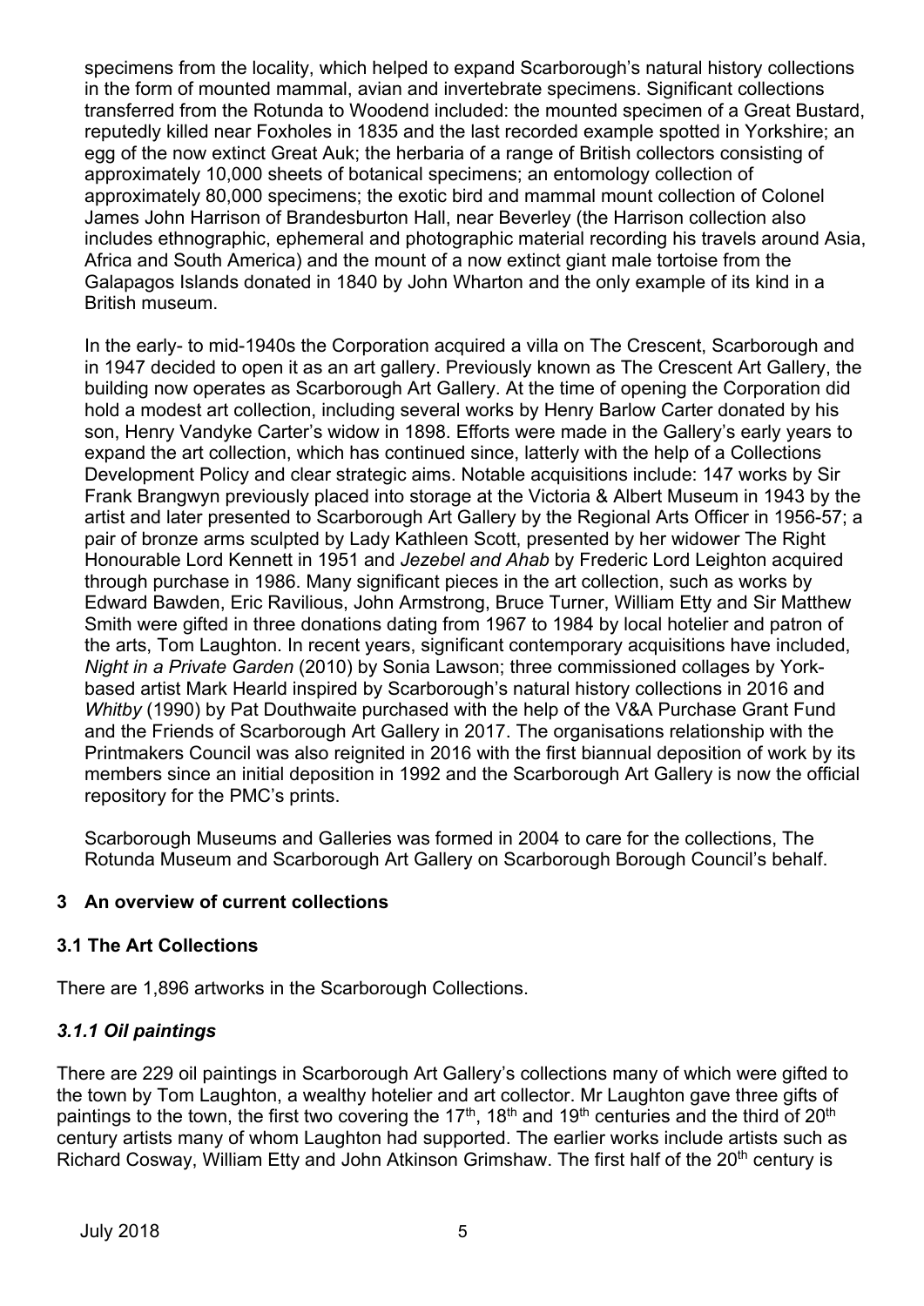specimens from the locality, which helped to expand Scarborough's natural history collections in the form of mounted mammal, avian and invertebrate specimens. Significant collections transferred from the Rotunda to Woodend included: the mounted specimen of a Great Bustard, reputedly killed near Foxholes in 1835 and the last recorded example spotted in Yorkshire; an egg of the now extinct Great Auk; the herbaria of a range of British collectors consisting of approximately 10,000 sheets of botanical specimens; an entomology collection of approximately 80,000 specimens; the exotic bird and mammal mount collection of Colonel James John Harrison of Brandesburton Hall, near Beverley (the Harrison collection also includes ethnographic, ephemeral and photographic material recording his travels around Asia, Africa and South America) and the mount of a now extinct giant male tortoise from the Galapagos Islands donated in 1840 by John Wharton and the only example of its kind in a British museum.

In the early- to mid-1940s the Corporation acquired a villa on The Crescent, Scarborough and in 1947 decided to open it as an art gallery. Previously known as The Crescent Art Gallery, the building now operates as Scarborough Art Gallery. At the time of opening the Corporation did hold a modest art collection, including several works by Henry Barlow Carter donated by his son, Henry Vandyke Carter's widow in 1898. Efforts were made in the Gallery's early years to expand the art collection, which has continued since, latterly with the help of a Collections Development Policy and clear strategic aims. Notable acquisitions include: 147 works by Sir Frank Brangwyn previously placed into storage at the Victoria & Albert Museum in 1943 by the artist and later presented to Scarborough Art Gallery by the Regional Arts Officer in 1956-57; a pair of bronze arms sculpted by Lady Kathleen Scott, presented by her widower The Right Honourable Lord Kennett in 1951 and *Jezebel and Ahab* by Frederic Lord Leighton acquired through purchase in 1986. Many significant pieces in the art collection, such as works by Edward Bawden, Eric Ravilious, John Armstrong, Bruce Turner, William Etty and Sir Matthew Smith were gifted in three donations dating from 1967 to 1984 by local hotelier and patron of the arts, Tom Laughton. In recent years, significant contemporary acquisitions have included, *Night in a Private Garden* (2010) by Sonia Lawson; three commissioned collages by York-based artist Mark Hearld inspired by Scarborough's natural history collections in 2016 and *Whitby* (1990) by Pat Douthwaite purchased with the help of the V&A Purchase Grant Fund and the Friends of Scarborough Art Gallery in 2017. The organisations relationship with the Printmakers Council was also reignited in 2016 with the first biannual deposition of work by its members since an initial deposition in 1992 and the Scarborough Art Gallery is now the official repository for the PMC's prints.

Scarborough Museums and Galleries was formed in 2004 to care for the collections, The Rotunda Museum and Scarborough Art Gallery on Scarborough Borough Council's behalf.

## 3 An overview of current collections

### 3.1 The Art Collections

There are 1,896 artworks in the Scarborough Collections.

#### *3.1.1 Oil paintings*

There are 229 oil paintings in Scarborough Art Gallery's collections many of which were gifted to the town by Tom Laughton, a wealthy hotelier and art collector. Mr Laughton gave three gifts of paintings to the town, the first two covering the 17th, 18th and 19th centuries and the third of 20th century artists many of whom Laughton had supported. The earlier works include artists such as Richard Cosway, William Etty and John Atkinson Grimshaw. The first half of the 20th century is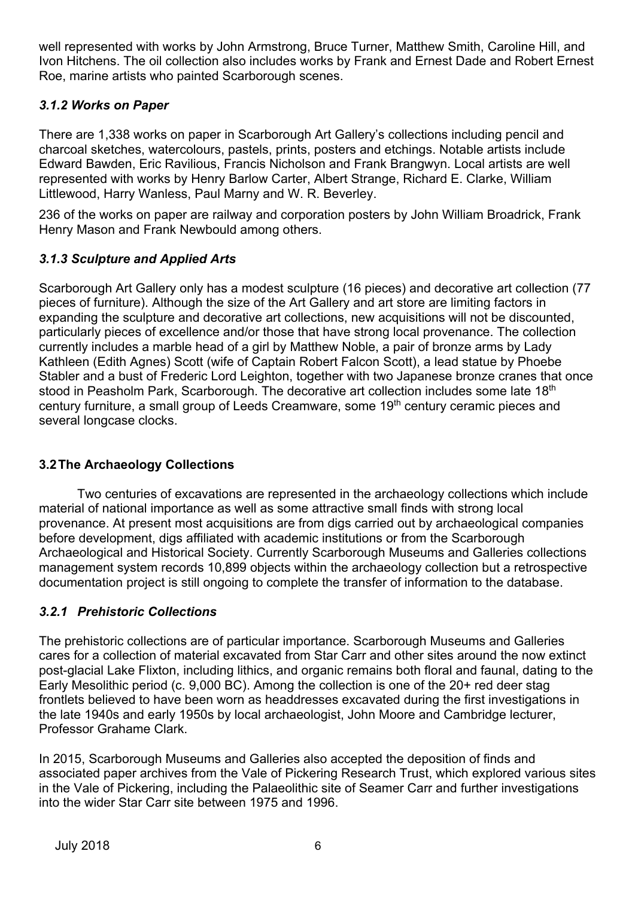well represented with works by John Armstrong, Bruce Turner, Matthew Smith, Caroline Hill, and Ivon Hitchens. The oil collection also includes works by Frank and Ernest Dade and Robert Ernest Roe, marine artists who painted Scarborough scenes.

### *3.1.2 Works on Paper*

There are 1,338 works on paper in Scarborough Art Gallery's collections including pencil and charcoal sketches, watercolours, pastels, prints, posters and etchings. Notable artists include Edward Bawden, Eric Ravilious, Francis Nicholson and Frank Brangwyn. Local artists are well represented with works by Henry Barlow Carter, Albert Strange, Richard E. Clarke, William Littlewood, Harry Wanless, Paul Marny and W. R. Beverley.

236 of the works on paper are railway and corporation posters by John William Broadrick, Frank Henry Mason and Frank Newbould among others.

### *3.1.3 Sculpture and Applied Arts*

Scarborough Art Gallery only has a modest sculpture (16 pieces) and decorative art collection (77 pieces of furniture). Although the size of the Art Gallery and art store are limiting factors in expanding the sculpture and decorative art collections, new acquisitions will not be discounted, particularly pieces of excellence and/or those that have strong local provenance. The collection currently includes a marble head of a girl by Matthew Noble, a pair of bronze arms by Lady Kathleen (Edith Agnes) Scott (wife of Captain Robert Falcon Scott), a lead statue by Phoebe Stabler and a bust of Frederic Lord Leighton, together with two Japanese bronze cranes that once stood in Peasholm Park, Scarborough. The decorative art collection includes some late 18th century furniture, a small group of Leeds Creamware, some 19th century ceramic pieces and several longcase clocks.

## 3.2 The Archaeology Collections

Two centuries of excavations are represented in the archaeology collections which include material of national importance as well as some attractive small finds with strong local provenance. At present most acquisitions are from digs carried out by archaeological companies before development, digs affiliated with academic institutions or from the Scarborough Archaeological and Historical Society. Currently Scarborough Museums and Galleries collections management system records 10,899 objects within the archaeology collection but a retrospective documentation project is still ongoing to complete the transfer of information to the database.

### *3.2.1 Prehistoric Collections*

The prehistoric collections are of particular importance. Scarborough Museums and Galleries cares for a collection of material excavated from Star Carr and other sites around the now extinct post-glacial Lake Flixton, including lithics, and organic remains both floral and faunal, dating to the Early Mesolithic period (c. 9,000 BC). Among the collection is one of the 20+ red deer stag frontlets believed to have been worn as headdresses excavated during the first investigations in the late 1940s and early 1950s by local archaeologist, John Moore and Cambridge lecturer, Professor Grahame Clark.

In 2015, Scarborough Museums and Galleries also accepted the deposition of finds and associated paper archives from the Vale of Pickering Research Trust, which explored various sites in the Vale of Pickering, including the Palaeolithic site of Seamer Carr and further investigations into the wider Star Carr site between 1975 and 1996.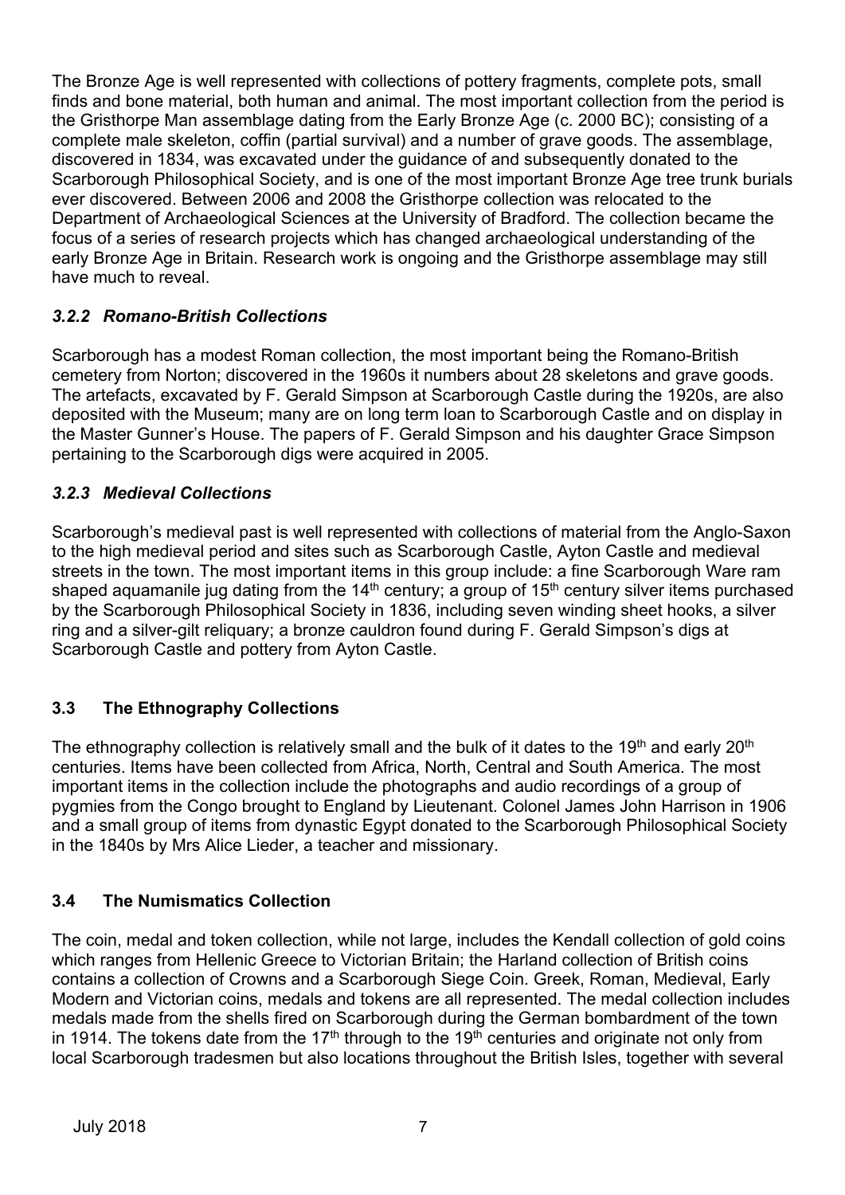The Bronze Age is well represented with collections of pottery fragments, complete pots, small finds and bone material, both human and animal. The most important collection from the period is the Gristhorpe Man assemblage dating from the Early Bronze Age (c. 2000 BC); consisting of a complete male skeleton, coffin (partial survival) and a number of grave goods. The assemblage, discovered in 1834, was excavated under the guidance of and subsequently donated to the Scarborough Philosophical Society, and is one of the most important Bronze Age tree trunk burials ever discovered. Between 2006 and 2008 the Gristhorpe collection was relocated to the Department of Archaeological Sciences at the University of Bradford. The collection became the focus of a series of research projects which has changed archaeological understanding of the early Bronze Age in Britain. Research work is ongoing and the Gristhorpe assemblage may still have much to reveal.

### *3.2.2 Romano-British Collections*

Scarborough has a modest Roman collection, the most important being the Romano-British cemetery from Norton; discovered in the 1960s it numbers about 28 skeletons and grave goods. The artefacts, excavated by F. Gerald Simpson at Scarborough Castle during the 1920s, are also deposited with the Museum; many are on long term loan to Scarborough Castle and on display in the Master Gunner's House. The papers of F. Gerald Simpson and his daughter Grace Simpson pertaining to the Scarborough digs were acquired in 2005.

### *3.2.3 Medieval Collections*

Scarborough's medieval past is well represented with collections of material from the Anglo-Saxon to the high medieval period and sites such as Scarborough Castle, Ayton Castle and medieval streets in the town. The most important items in this group include: a fine Scarborough Ware ram shaped aquamanile jug dating from the 14th century; a group of 15th century silver items purchased by the Scarborough Philosophical Society in 1836, including seven winding sheet hooks, a silver ring and a silver-gilt reliquary; a bronze cauldron found during F. Gerald Simpson's digs at Scarborough Castle and pottery from Ayton Castle.

## 3.3 The Ethnography Collections

The ethnography collection is relatively small and the bulk of it dates to the 19th and early 20th centuries. Items have been collected from Africa, North, Central and South America. The most important items in the collection include the photographs and audio recordings of a group of pygmies from the Congo brought to England by Lieutenant. Colonel James John Harrison in 1906 and a small group of items from dynastic Egypt donated to the Scarborough Philosophical Society in the 1840s by Mrs Alice Lieder, a teacher and missionary.

## 3.4 The Numismatics Collection

The coin, medal and token collection, while not large, includes the Kendall collection of gold coins which ranges from Hellenic Greece to Victorian Britain; the Harland collection of British coins contains a collection of Crowns and a Scarborough Siege Coin. Greek, Roman, Medieval, Early Modern and Victorian coins, medals and tokens are all represented. The medal collection includes medals made from the shells fired on Scarborough during the German bombardment of the town in 1914. The tokens date from the 17th through to the 19th centuries and originate not only from local Scarborough tradesmen but also locations throughout the British Isles, together with several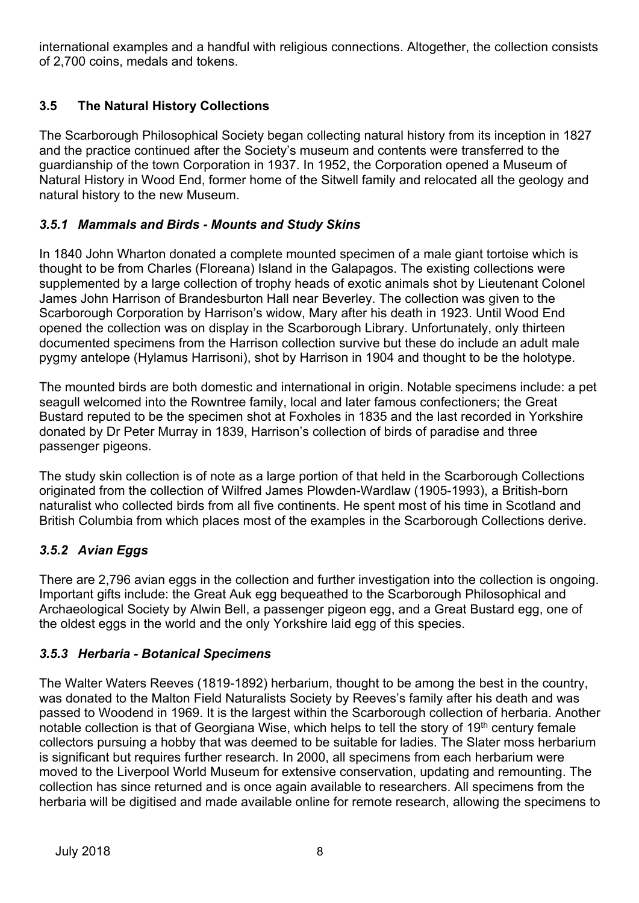international examples and a handful with religious connections. Altogether, the collection consists of 2,700 coins, medals and tokens.

### 3.5 The Natural History Collections

The Scarborough Philosophical Society began collecting natural history from its inception in 1827 and the practice continued after the Society's museum and contents were transferred to the guardianship of the town Corporation in 1937. In 1952, the Corporation opened a Museum of Natural History in Wood End, former home of the Sitwell family and relocated all the geology and natural history to the new Museum.

#### *3.5.1 Mammals and Birds - Mounts and Study Skins*

In 1840 John Wharton donated a complete mounted specimen of a male giant tortoise which is thought to be from Charles (Floreana) Island in the Galapagos. The existing collections were supplemented by a large collection of trophy heads of exotic animals shot by Lieutenant Colonel James John Harrison of Brandesburton Hall near Beverley. The collection was given to the Scarborough Corporation by Harrison's widow, Mary after his death in 1923. Until Wood End opened the collection was on display in the Scarborough Library. Unfortunately, only thirteen documented specimens from the Harrison collection survive but these do include an adult male pygmy antelope (Hylamus Harrisoni), shot by Harrison in 1904 and thought to be the holotype.

The mounted birds are both domestic and international in origin. Notable specimens include: a pet seagull welcomed into the Rowntree family, local and later famous confectioners; the Great Bustard reputed to be the specimen shot at Foxholes in 1835 and the last recorded in Yorkshire donated by Dr Peter Murray in 1839, Harrison's collection of birds of paradise and three passenger pigeons.

The study skin collection is of note as a large portion of that held in the Scarborough Collections originated from the collection of Wilfred James Plowden-Wardlaw (1905-1993), a British-born naturalist who collected birds from all five continents. He spent most of his time in Scotland and British Columbia from which places most of the examples in the Scarborough Collections derive.

#### *3.5.2 Avian Eggs*

There are 2,796 avian eggs in the collection and further investigation into the collection is ongoing. Important gifts include: the Great Auk egg bequeathed to the Scarborough Philosophical and Archaeological Society by Alwin Bell, a passenger pigeon egg, and a Great Bustard egg, one of the oldest eggs in the world and the only Yorkshire laid egg of this species.

#### *3.5.3 Herbaria - Botanical Specimens*

The Walter Waters Reeves (1819-1892) herbarium, thought to be among the best in the country, was donated to the Malton Field Naturalists Society by Reeves's family after his death and was passed to Woodend in 1969. It is the largest within the Scarborough collection of herbaria. Another notable collection is that of Georgiana Wise, which helps to tell the story of 19th century female collectors pursuing a hobby that was deemed to be suitable for ladies. The Slater moss herbarium is significant but requires further research. In 2000, all specimens from each herbarium were moved to the Liverpool World Museum for extensive conservation, updating and remounting. The collection has since returned and is once again available to researchers. All specimens from the herbaria will be digitised and made available online for remote research, allowing the specimens to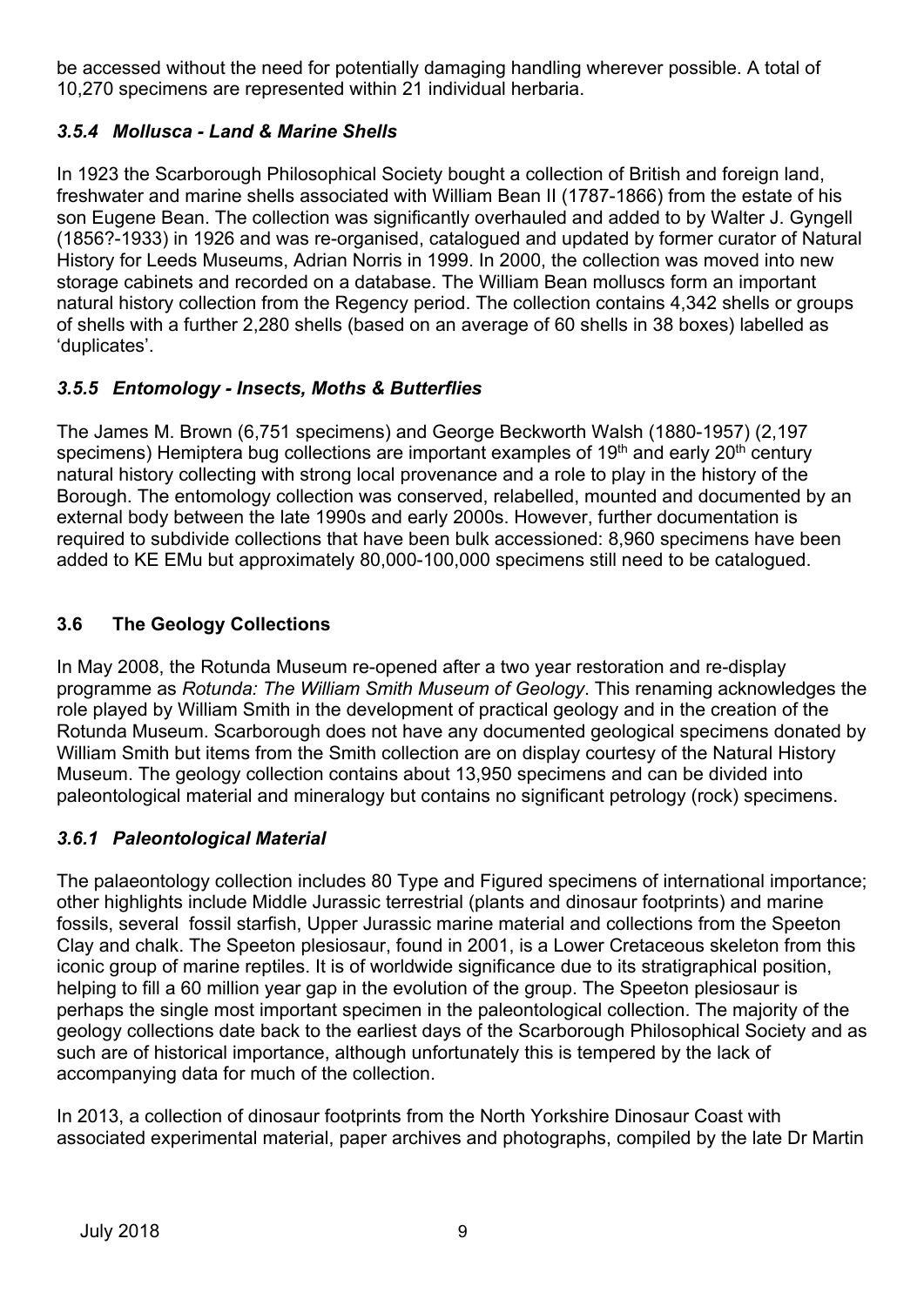be accessed without the need for potentially damaging handling wherever possible. A total of 10,270 specimens are represented within 21 individual herbaria.

### *3.5.4 Mollusca - Land & Marine Shells*

In 1923 the Scarborough Philosophical Society bought a collection of British and foreign land, freshwater and marine shells associated with William Bean II (1787-1866) from the estate of his son Eugene Bean. The collection was significantly overhauled and added to by Walter J. Gyngell (1856?-1933) in 1926 and was re-organised, catalogued and updated by former curator of Natural History for Leeds Museums, Adrian Norris in 1999. In 2000, the collection was moved into new storage cabinets and recorded on a database. The William Bean molluscs form an important natural history collection from the Regency period. The collection contains 4,342 shells or groups of shells with a further 2,280 shells (based on an average of 60 shells in 38 boxes) labelled as 'duplicates'.

### *3.5.5 Entomology - Insects, Moths & Butterflies*

The James M. Brown (6,751 specimens) and George Beckworth Walsh (1880-1957) (2,197 specimens) Hemiptera bug collections are important examples of 19th and early 20th century natural history collecting with strong local provenance and a role to play in the history of the Borough. The entomology collection was conserved, relabelled, mounted and documented by an external body between the late 1990s and early 2000s. However, further documentation is required to subdivide collections that have been bulk accessioned: 8,960 specimens have been added to KE EMu but approximately 80,000-100,000 specimens still need to be catalogued.

## 3.6 The Geology Collections

In May 2008, the Rotunda Museum re-opened after a two year restoration and re-display programme as *Rotunda: The William Smith Museum of Geology*. This renaming acknowledges the role played by William Smith in the development of practical geology and in the creation of the Rotunda Museum. Scarborough does not have any documented geological specimens donated by William Smith but items from the Smith collection are on display courtesy of the Natural History Museum. The geology collection contains about 13,950 specimens and can be divided into paleontological material and mineralogy but contains no significant petrology (rock) specimens.

### *3.6.1 Paleontological Material*

The palaeontology collection includes 80 Type and Figured specimens of international importance; other highlights include Middle Jurassic terrestrial (plants and dinosaur footprints) and marine fossils, several fossil starfish, Upper Jurassic marine material and collections from the Speeton Clay and chalk. The Speeton plesiosaur, found in 2001, is a Lower Cretaceous skeleton from this iconic group of marine reptiles. It is of worldwide significance due to its stratigraphical position, helping to fill a 60 million year gap in the evolution of the group. The Speeton plesiosaur is perhaps the single most important specimen in the paleontological collection. The majority of the geology collections date back to the earliest days of the Scarborough Philosophical Society and as such are of historical importance, although unfortunately this is tempered by the lack of accompanying data for much of the collection.

In 2013, a collection of dinosaur footprints from the North Yorkshire Dinosaur Coast with associated experimental material, paper archives and photographs, compiled by the late Dr Martin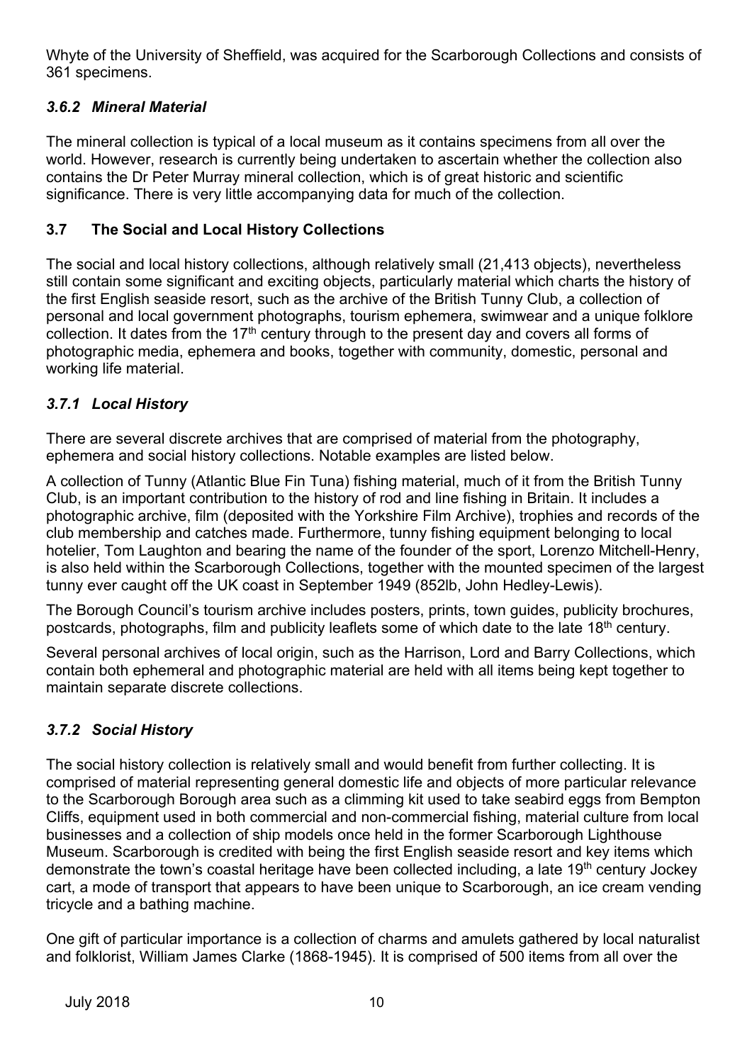Whyte of the University of Sheffield, was acquired for the Scarborough Collections and consists of 361 specimens.

### *3.6.2 Mineral Material*

The mineral collection is typical of a local museum as it contains specimens from all over the world. However, research is currently being undertaken to ascertain whether the collection also contains the Dr Peter Murray mineral collection, which is of great historic and scientific significance. There is very little accompanying data for much of the collection.

## 3.7 The Social and Local History Collections

The social and local history collections, although relatively small (21,413 objects), nevertheless still contain some significant and exciting objects, particularly material which charts the history of the first English seaside resort, such as the archive of the British Tunny Club, a collection of personal and local government photographs, tourism ephemera, swimwear and a unique folklore collection. It dates from the 17th century through to the present day and covers all forms of photographic media, ephemera and books, together with community, domestic, personal and working life material.

### *3.7.1 Local History*

There are several discrete archives that are comprised of material from the photography, ephemera and social history collections. Notable examples are listed below.

A collection of Tunny (Atlantic Blue Fin Tuna) fishing material, much of it from the British Tunny Club, is an important contribution to the history of rod and line fishing in Britain. It includes a photographic archive, film (deposited with the Yorkshire Film Archive), trophies and records of the club membership and catches made. Furthermore, tunny fishing equipment belonging to local hotelier, Tom Laughton and bearing the name of the founder of the sport, Lorenzo Mitchell-Henry, is also held within the Scarborough Collections, together with the mounted specimen of the largest tunny ever caught off the UK coast in September 1949 (852lb, John Hedley-Lewis).

The Borough Council's tourism archive includes posters, prints, town guides, publicity brochures, postcards, photographs, film and publicity leaflets some of which date to the late 18th century.

Several personal archives of local origin, such as the Harrison, Lord and Barry Collections, which contain both ephemeral and photographic material are held with all items being kept together to maintain separate discrete collections.

### *3.7.2 Social History*

The social history collection is relatively small and would benefit from further collecting. It is comprised of material representing general domestic life and objects of more particular relevance to the Scarborough Borough area such as a climming kit used to take seabird eggs from Bempton Cliffs, equipment used in both commercial and non-commercial fishing, material culture from local businesses and a collection of ship models once held in the former Scarborough Lighthouse Museum. Scarborough is credited with being the first English seaside resort and key items which demonstrate the town's coastal heritage have been collected including, a late 19th century Jockey cart, a mode of transport that appears to have been unique to Scarborough, an ice cream vending tricycle and a bathing machine.

One gift of particular importance is a collection of charms and amulets gathered by local naturalist and folklorist, William James Clarke (1868-1945). It is comprised of 500 items from all over the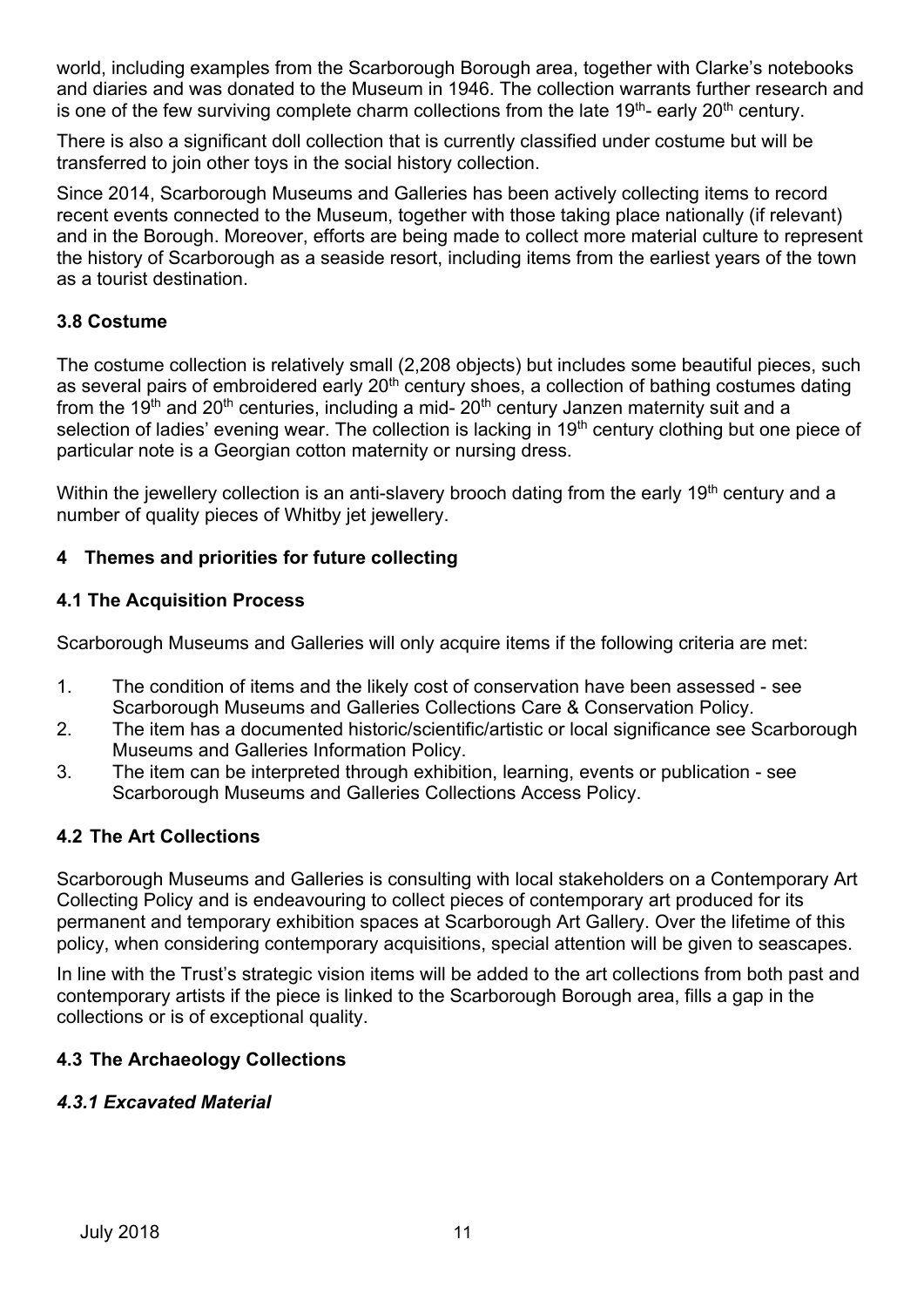world, including examples from the Scarborough Borough area, together with Clarke's notebooks and diaries and was donated to the Museum in 1946. The collection warrants further research and is one of the few surviving complete charm collections from the late 19th- early 20th century.

There is also a significant doll collection that is currently classified under costume but will be transferred to join other toys in the social history collection.

Since 2014, Scarborough Museums and Galleries has been actively collecting items to record recent events connected to the Museum, together with those taking place nationally (if relevant) and in the Borough. Moreover, efforts are being made to collect more material culture to represent the history of Scarborough as a seaside resort, including items from the earliest years of the town as a tourist destination.

### 3.8 Costume

The costume collection is relatively small (2,208 objects) but includes some beautiful pieces, such as several pairs of embroidered early 20th century shoes, a collection of bathing costumes dating from the 19th and 20th centuries, including a mid- 20th century Janzen maternity suit and a selection of ladies' evening wear. The collection is lacking in 19th century clothing but one piece of particular note is a Georgian cotton maternity or nursing dress.

Within the jewellery collection is an anti-slavery brooch dating from the early 19th century and a number of quality pieces of Whitby jet jewellery.

## 4 Themes and priorities for future collecting

### 4.1 The Acquisition Process

Scarborough Museums and Galleries will only acquire items if the following criteria are met:

1. The condition of items and the likely cost of conservation have been assessed - see Scarborough Museums and Galleries Collections Care & Conservation Policy.
2. The item has a documented historic/scientific/artistic or local significance see Scarborough Museums and Galleries Information Policy.
3. The item can be interpreted through exhibition, learning, events or publication - see Scarborough Museums and Galleries Collections Access Policy.

### 4.2 The Art Collections

Scarborough Museums and Galleries is consulting with local stakeholders on a Contemporary Art Collecting Policy and is endeavouring to collect pieces of contemporary art produced for its permanent and temporary exhibition spaces at Scarborough Art Gallery. Over the lifetime of this policy, when considering contemporary acquisitions, special attention will be given to seascapes.

In line with the Trust's strategic vision items will be added to the art collections from both past and contemporary artists if the piece is linked to the Scarborough Borough area, fills a gap in the collections or is of exceptional quality.

### 4.3 The Archaeology Collections

#### *4.3.1 Excavated Material*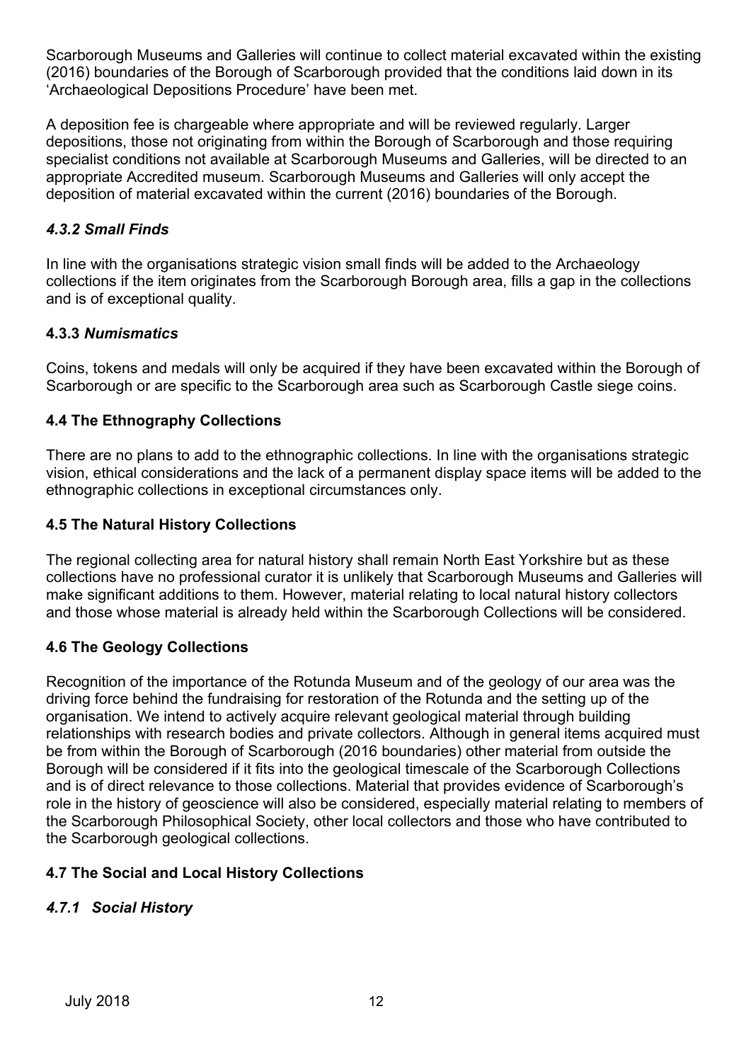Scarborough Museums and Galleries will continue to collect material excavated within the existing (2016) boundaries of the Borough of Scarborough provided that the conditions laid down in its 'Archaeological Depositions Procedure' have been met.

A deposition fee is chargeable where appropriate and will be reviewed regularly. Larger depositions, those not originating from within the Borough of Scarborough and those requiring specialist conditions not available at Scarborough Museums and Galleries, will be directed to an appropriate Accredited museum. Scarborough Museums and Galleries will only accept the deposition of material excavated within the current (2016) boundaries of the Borough.

#### *4.3.2 Small Finds*

In line with the organisations strategic vision small finds will be added to the Archaeology collections if the item originates from the Scarborough Borough area, fills a gap in the collections and is of exceptional quality.

#### **4.3.3 *Numismatics***

Coins, tokens and medals will only be acquired if they have been excavated within the Borough of Scarborough or are specific to the Scarborough area such as Scarborough Castle siege coins.

### **4.4 The Ethnography Collections**

There are no plans to add to the ethnographic collections. In line with the organisations strategic vision, ethical considerations and the lack of a permanent display space items will be added to the ethnographic collections in exceptional circumstances only.

### **4.5 The Natural History Collections**

The regional collecting area for natural history shall remain North East Yorkshire but as these collections have no professional curator it is unlikely that Scarborough Museums and Galleries will make significant additions to them. However, material relating to local natural history collectors and those whose material is already held within the Scarborough Collections will be considered.

### **4.6 The Geology Collections**

Recognition of the importance of the Rotunda Museum and of the geology of our area was the driving force behind the fundraising for restoration of the Rotunda and the setting up of the organisation. We intend to actively acquire relevant geological material through building relationships with research bodies and private collectors. Although in general items acquired must be from within the Borough of Scarborough (2016 boundaries) other material from outside the Borough will be considered if it fits into the geological timescale of the Scarborough Collections and is of direct relevance to those collections. Material that provides evidence of Scarborough's role in the history of geoscience will also be considered, especially material relating to members of the Scarborough Philosophical Society, other local collectors and those who have contributed to the Scarborough geological collections.

### **4.7 The Social and Local History Collections**

#### *4.7.1 Social History*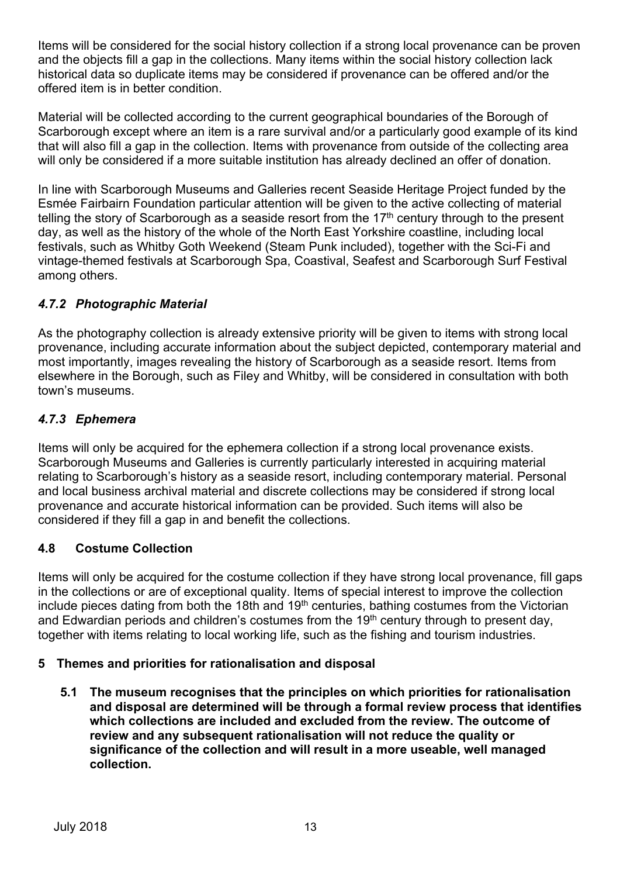Items will be considered for the social history collection if a strong local provenance can be proven and the objects fill a gap in the collections. Many items within the social history collection lack historical data so duplicate items may be considered if provenance can be offered and/or the offered item is in better condition.

Material will be collected according to the current geographical boundaries of the Borough of Scarborough except where an item is a rare survival and/or a particularly good example of its kind that will also fill a gap in the collection. Items with provenance from outside of the collecting area will only be considered if a more suitable institution has already declined an offer of donation.

In line with Scarborough Museums and Galleries recent Seaside Heritage Project funded by the Esmée Fairbairn Foundation particular attention will be given to the active collecting of material telling the story of Scarborough as a seaside resort from the 17th century through to the present day, as well as the history of the whole of the North East Yorkshire coastline, including local festivals, such as Whitby Goth Weekend (Steam Punk included), together with the Sci-Fi and vintage-themed festivals at Scarborough Spa, Coastival, Seafest and Scarborough Surf Festival among others.

#### *4.7.2 Photographic Material*

As the photography collection is already extensive priority will be given to items with strong local provenance, including accurate information about the subject depicted, contemporary material and most importantly, images revealing the history of Scarborough as a seaside resort. Items from elsewhere in the Borough, such as Filey and Whitby, will be considered in consultation with both town's museums.

#### *4.7.3 Ephemera*

Items will only be acquired for the ephemera collection if a strong local provenance exists. Scarborough Museums and Galleries is currently particularly interested in acquiring material relating to Scarborough's history as a seaside resort, including contemporary material. Personal and local business archival material and discrete collections may be considered if strong local provenance and accurate historical information can be provided. Such items will also be considered if they fill a gap in and benefit the collections.

### 4.8 Costume Collection

Items will only be acquired for the costume collection if they have strong local provenance, fill gaps in the collections or are of exceptional quality. Items of special interest to improve the collection include pieces dating from both the 18th and 19th centuries, bathing costumes from the Victorian and Edwardian periods and children's costumes from the 19th century through to present day, together with items relating to local working life, such as the fishing and tourism industries.

## 5 Themes and priorities for rationalisation and disposal

**5.1 The museum recognises that the principles on which priorities for rationalisation and disposal are determined will be through a formal review process that identifies which collections are included and excluded from the review. The outcome of review and any subsequent rationalisation will not reduce the quality or significance of the collection and will result in a more useable, well managed collection.**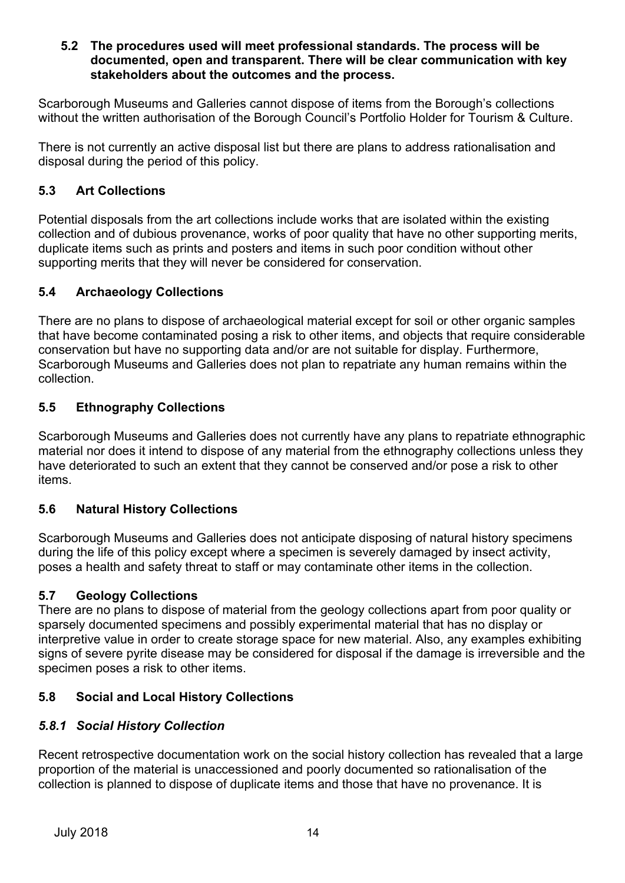**5.2 The procedures used will meet professional standards. The process will be documented, open and transparent. There will be clear communication with key stakeholders about the outcomes and the process.**

Scarborough Museums and Galleries cannot dispose of items from the Borough's collections without the written authorisation of the Borough Council's Portfolio Holder for Tourism & Culture.

There is not currently an active disposal list but there are plans to address rationalisation and disposal during the period of this policy.

### 5.3 Art Collections

Potential disposals from the art collections include works that are isolated within the existing collection and of dubious provenance, works of poor quality that have no other supporting merits, duplicate items such as prints and posters and items in such poor condition without other supporting merits that they will never be considered for conservation.

### 5.4 Archaeology Collections

There are no plans to dispose of archaeological material except for soil or other organic samples that have become contaminated posing a risk to other items, and objects that require considerable conservation but have no supporting data and/or are not suitable for display. Furthermore, Scarborough Museums and Galleries does not plan to repatriate any human remains within the collection.

### 5.5 Ethnography Collections

Scarborough Museums and Galleries does not currently have any plans to repatriate ethnographic material nor does it intend to dispose of any material from the ethnography collections unless they have deteriorated to such an extent that they cannot be conserved and/or pose a risk to other items.

### 5.6 Natural History Collections

Scarborough Museums and Galleries does not anticipate disposing of natural history specimens during the life of this policy except where a specimen is severely damaged by insect activity, poses a health and safety threat to staff or may contaminate other items in the collection.

### 5.7 Geology Collections

There are no plans to dispose of material from the geology collections apart from poor quality or sparsely documented specimens and possibly experimental material that has no display or interpretive value in order to create storage space for new material. Also, any examples exhibiting signs of severe pyrite disease may be considered for disposal if the damage is irreversible and the specimen poses a risk to other items.

### 5.8 Social and Local History Collections

#### *5.8.1 Social History Collection*

Recent retrospective documentation work on the social history collection has revealed that a large proportion of the material is unaccessioned and poorly documented so rationalisation of the collection is planned to dispose of duplicate items and those that have no provenance. It is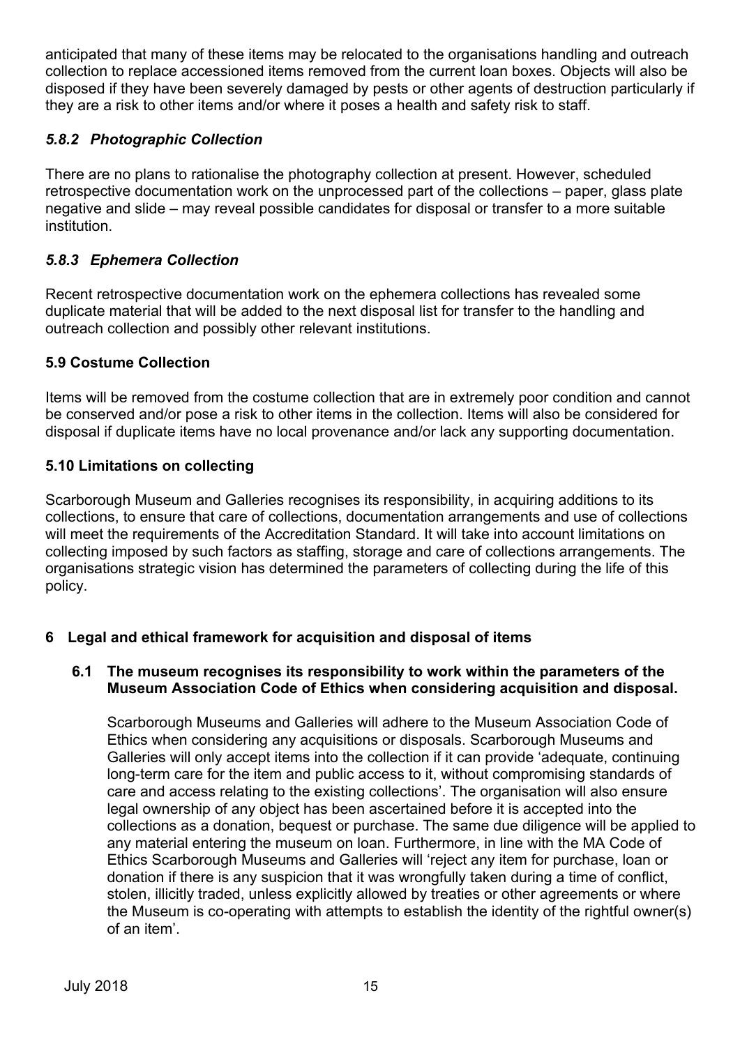anticipated that many of these items may be relocated to the organisations handling and outreach collection to replace accessioned items removed from the current loan boxes. Objects will also be disposed if they have been severely damaged by pests or other agents of destruction particularly if they are a risk to other items and/or where it poses a health and safety risk to staff.

### *5.8.2 Photographic Collection*

There are no plans to rationalise the photography collection at present. However, scheduled retrospective documentation work on the unprocessed part of the collections – paper, glass plate negative and slide – may reveal possible candidates for disposal or transfer to a more suitable institution.

### *5.8.3 Ephemera Collection*

Recent retrospective documentation work on the ephemera collections has revealed some duplicate material that will be added to the next disposal list for transfer to the handling and outreach collection and possibly other relevant institutions.

### 5.9 Costume Collection

Items will be removed from the costume collection that are in extremely poor condition and cannot be conserved and/or pose a risk to other items in the collection. Items will also be considered for disposal if duplicate items have no local provenance and/or lack any supporting documentation.

### 5.10 Limitations on collecting

Scarborough Museum and Galleries recognises its responsibility, in acquiring additions to its collections, to ensure that care of collections, documentation arrangements and use of collections will meet the requirements of the Accreditation Standard. It will take into account limitations on collecting imposed by such factors as staffing, storage and care of collections arrangements. The organisations strategic vision has determined the parameters of collecting during the life of this policy.

## 6 Legal and ethical framework for acquisition and disposal of items

### 6.1 The museum recognises its responsibility to work within the parameters of the Museum Association Code of Ethics when considering acquisition and disposal.

Scarborough Museums and Galleries will adhere to the Museum Association Code of Ethics when considering any acquisitions or disposals. Scarborough Museums and Galleries will only accept items into the collection if it can provide 'adequate, continuing long-term care for the item and public access to it, without compromising standards of care and access relating to the existing collections'. The organisation will also ensure legal ownership of any object has been ascertained before it is accepted into the collections as a donation, bequest or purchase. The same due diligence will be applied to any material entering the museum on loan. Furthermore, in line with the MA Code of Ethics Scarborough Museums and Galleries will 'reject any item for purchase, loan or donation if there is any suspicion that it was wrongfully taken during a time of conflict, stolen, illicitly traded, unless explicitly allowed by treaties or other agreements or where the Museum is co-operating with attempts to establish the identity of the rightful owner(s) of an item'.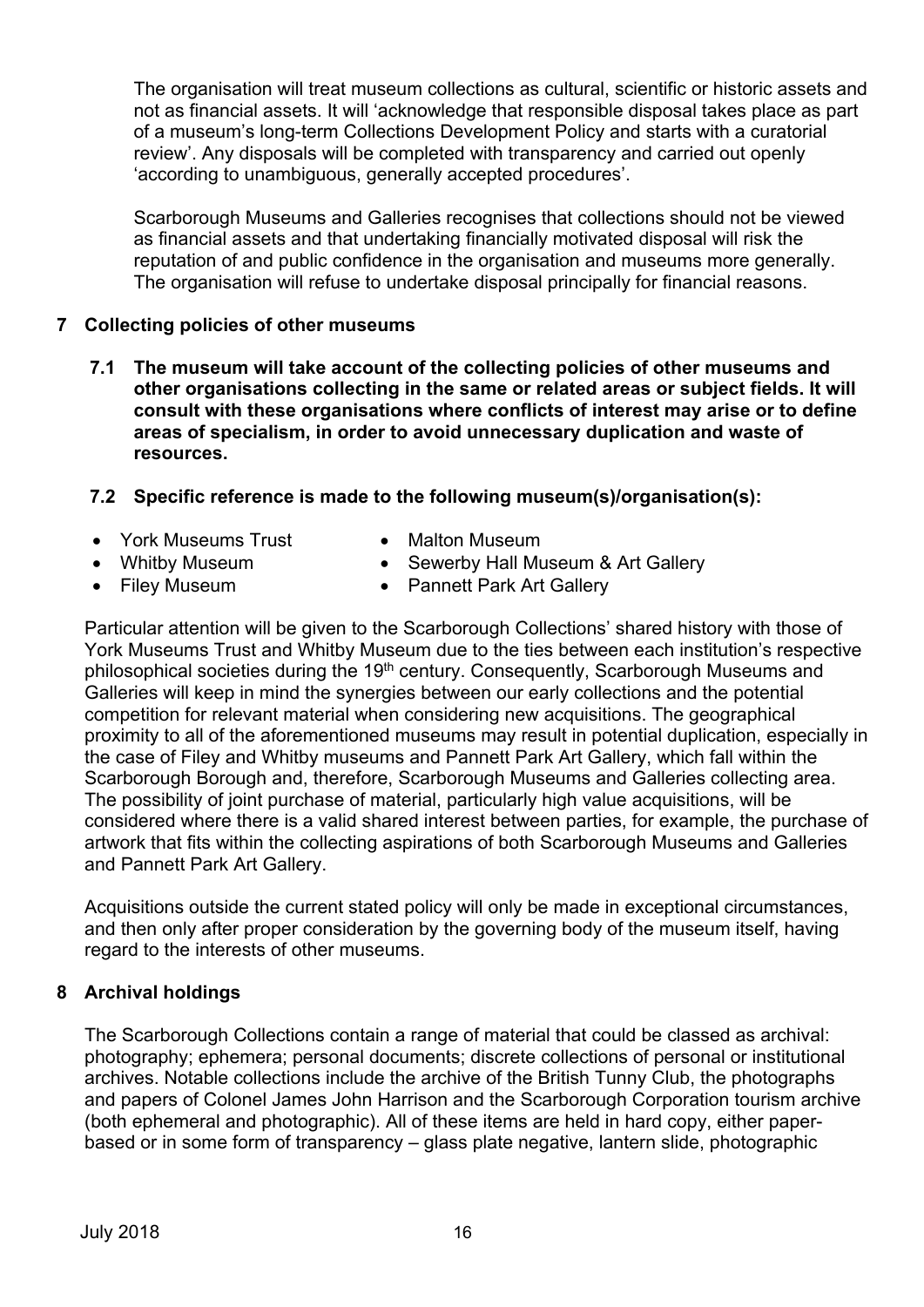The organisation will treat museum collections as cultural, scientific or historic assets and not as financial assets. It will 'acknowledge that responsible disposal takes place as part of a museum's long-term Collections Development Policy and starts with a curatorial review'. Any disposals will be completed with transparency and carried out openly 'according to unambiguous, generally accepted procedures'.

Scarborough Museums and Galleries recognises that collections should not be viewed as financial assets and that undertaking financially motivated disposal will risk the reputation of and public confidence in the organisation and museums more generally. The organisation will refuse to undertake disposal principally for financial reasons.

## 7 Collecting policies of other museums

**7.1 The museum will take account of the collecting policies of other museums and other organisations collecting in the same or related areas or subject fields. It will consult with these organisations where conflicts of interest may arise or to define areas of specialism, in order to avoid unnecessary duplication and waste of resources.**

**7.2 Specific reference is made to the following museum(s)/organisation(s):**

- York Museums Trust
- Whitby Museum
- Filey Museum
- Malton Museum
- Sewerby Hall Museum & Art Gallery
- Pannett Park Art Gallery

Particular attention will be given to the Scarborough Collections' shared history with those of York Museums Trust and Whitby Museum due to the ties between each institution's respective philosophical societies during the 19th century. Consequently, Scarborough Museums and Galleries will keep in mind the synergies between our early collections and the potential competition for relevant material when considering new acquisitions. The geographical proximity to all of the aforementioned museums may result in potential duplication, especially in the case of Filey and Whitby museums and Pannett Park Art Gallery, which fall within the Scarborough Borough and, therefore, Scarborough Museums and Galleries collecting area. The possibility of joint purchase of material, particularly high value acquisitions, will be considered where there is a valid shared interest between parties, for example, the purchase of artwork that fits within the collecting aspirations of both Scarborough Museums and Galleries and Pannett Park Art Gallery.

Acquisitions outside the current stated policy will only be made in exceptional circumstances, and then only after proper consideration by the governing body of the museum itself, having regard to the interests of other museums.

## 8 Archival holdings

The Scarborough Collections contain a range of material that could be classed as archival: photography; ephemera; personal documents; discrete collections of personal or institutional archives. Notable collections include the archive of the British Tunny Club, the photographs and papers of Colonel James John Harrison and the Scarborough Corporation tourism archive (both ephemeral and photographic). All of these items are held in hard copy, either paper-based or in some form of transparency – glass plate negative, lantern slide, photographic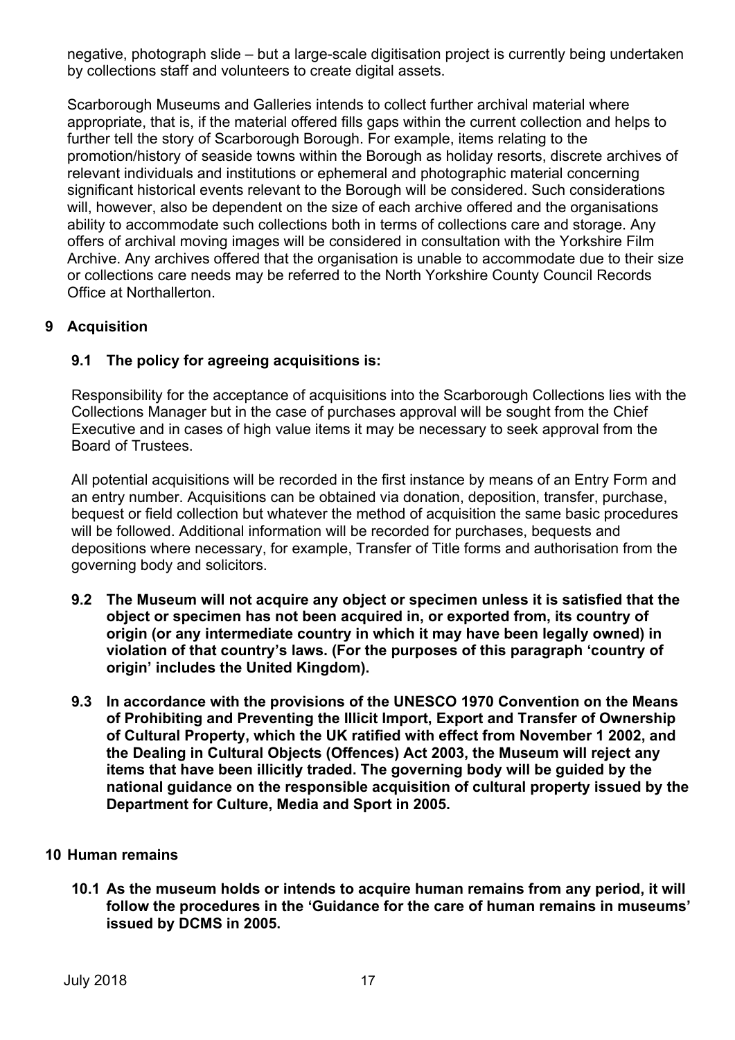negative, photograph slide – but a large-scale digitisation project is currently being undertaken by collections staff and volunteers to create digital assets.

Scarborough Museums and Galleries intends to collect further archival material where appropriate, that is, if the material offered fills gaps within the current collection and helps to further tell the story of Scarborough Borough. For example, items relating to the promotion/history of seaside towns within the Borough as holiday resorts, discrete archives of relevant individuals and institutions or ephemeral and photographic material concerning significant historical events relevant to the Borough will be considered. Such considerations will, however, also be dependent on the size of each archive offered and the organisations ability to accommodate such collections both in terms of collections care and storage. Any offers of archival moving images will be considered in consultation with the Yorkshire Film Archive. Any archives offered that the organisation is unable to accommodate due to their size or collections care needs may be referred to the North Yorkshire County Council Records Office at Northallerton.

## 9 Acquisition

### 9.1 The policy for agreeing acquisitions is:

Responsibility for the acceptance of acquisitions into the Scarborough Collections lies with the Collections Manager but in the case of purchases approval will be sought from the Chief Executive and in cases of high value items it may be necessary to seek approval from the Board of Trustees.

All potential acquisitions will be recorded in the first instance by means of an Entry Form and an entry number. Acquisitions can be obtained via donation, deposition, transfer, purchase, bequest or field collection but whatever the method of acquisition the same basic procedures will be followed. Additional information will be recorded for purchases, bequests and depositions where necessary, for example, Transfer of Title forms and authorisation from the governing body and solicitors.

**9.2 The Museum will not acquire any object or specimen unless it is satisfied that the object or specimen has not been acquired in, or exported from, its country of origin (or any intermediate country in which it may have been legally owned) in violation of that country's laws. (For the purposes of this paragraph 'country of origin' includes the United Kingdom).**

**9.3 In accordance with the provisions of the UNESCO 1970 Convention on the Means of Prohibiting and Preventing the Illicit Import, Export and Transfer of Ownership of Cultural Property, which the UK ratified with effect from November 1 2002, and the Dealing in Cultural Objects (Offences) Act 2003, the Museum will reject any items that have been illicitly traded. The governing body will be guided by the national guidance on the responsible acquisition of cultural property issued by the Department for Culture, Media and Sport in 2005.**

## 10 Human remains

**10.1 As the museum holds or intends to acquire human remains from any period, it will follow the procedures in the 'Guidance for the care of human remains in museums' issued by DCMS in 2005.**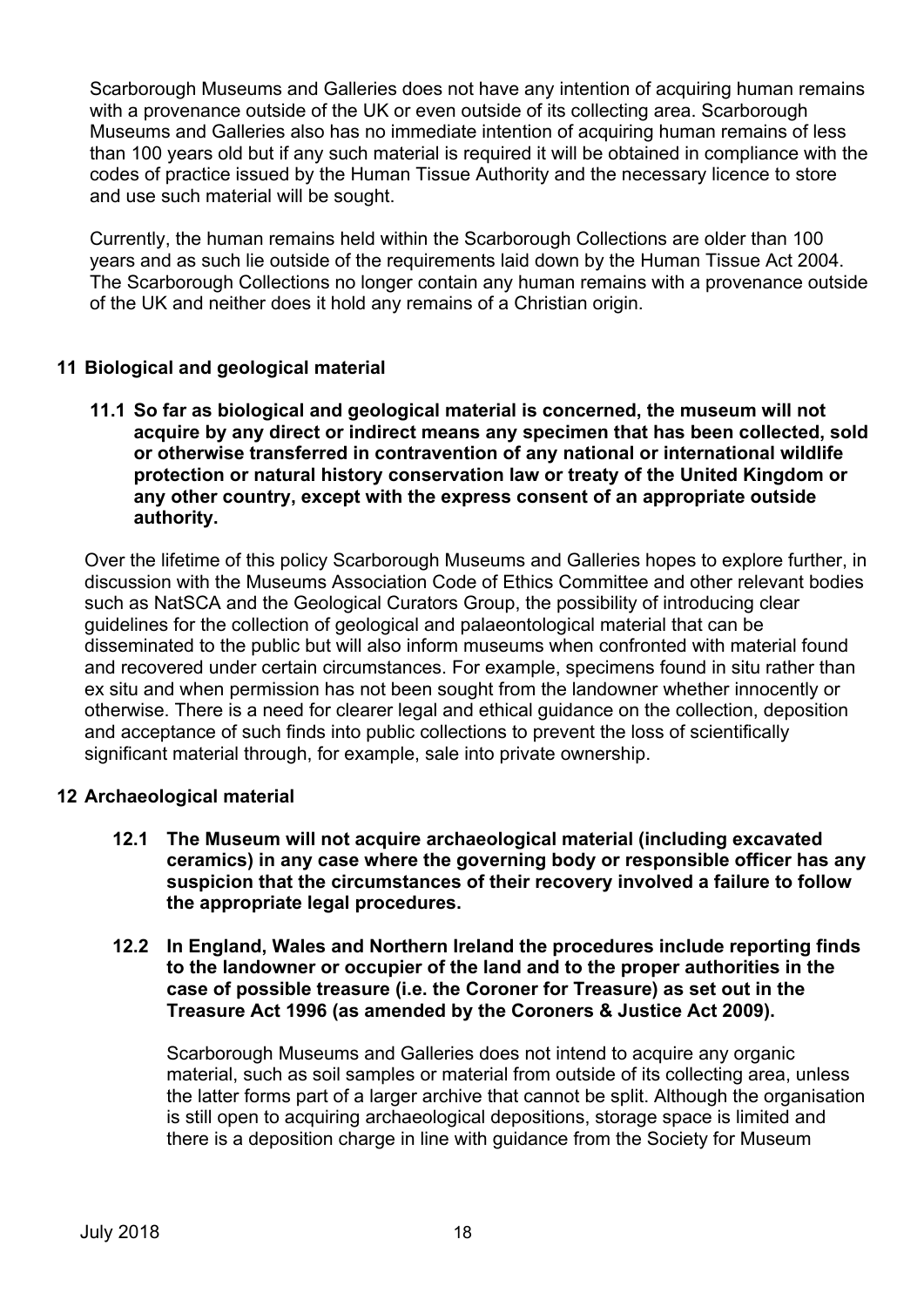Scarborough Museums and Galleries does not have any intention of acquiring human remains with a provenance outside of the UK or even outside of its collecting area. Scarborough Museums and Galleries also has no immediate intention of acquiring human remains of less than 100 years old but if any such material is required it will be obtained in compliance with the codes of practice issued by the Human Tissue Authority and the necessary licence to store and use such material will be sought.

Currently, the human remains held within the Scarborough Collections are older than 100 years and as such lie outside of the requirements laid down by the Human Tissue Act 2004. The Scarborough Collections no longer contain any human remains with a provenance outside of the UK and neither does it hold any remains of a Christian origin.

## 11 Biological and geological material

**11.1 So far as biological and geological material is concerned, the museum will not acquire by any direct or indirect means any specimen that has been collected, sold or otherwise transferred in contravention of any national or international wildlife protection or natural history conservation law or treaty of the United Kingdom or any other country, except with the express consent of an appropriate outside authority.**

Over the lifetime of this policy Scarborough Museums and Galleries hopes to explore further, in discussion with the Museums Association Code of Ethics Committee and other relevant bodies such as NatSCA and the Geological Curators Group, the possibility of introducing clear guidelines for the collection of geological and palaeontological material that can be disseminated to the public but will also inform museums when confronted with material found and recovered under certain circumstances. For example, specimens found in situ rather than ex situ and when permission has not been sought from the landowner whether innocently or otherwise. There is a need for clearer legal and ethical guidance on the collection, deposition and acceptance of such finds into public collections to prevent the loss of scientifically significant material through, for example, sale into private ownership.

## 12 Archaeological material

**12.1 The Museum will not acquire archaeological material (including excavated ceramics) in any case where the governing body or responsible officer has any suspicion that the circumstances of their recovery involved a failure to follow the appropriate legal procedures.**

**12.2 In England, Wales and Northern Ireland the procedures include reporting finds to the landowner or occupier of the land and to the proper authorities in the case of possible treasure (i.e. the Coroner for Treasure) as set out in the Treasure Act 1996 (as amended by the Coroners & Justice Act 2009).**

Scarborough Museums and Galleries does not intend to acquire any organic material, such as soil samples or material from outside of its collecting area, unless the latter forms part of a larger archive that cannot be split. Although the organisation is still open to acquiring archaeological depositions, storage space is limited and there is a deposition charge in line with guidance from the Society for Museum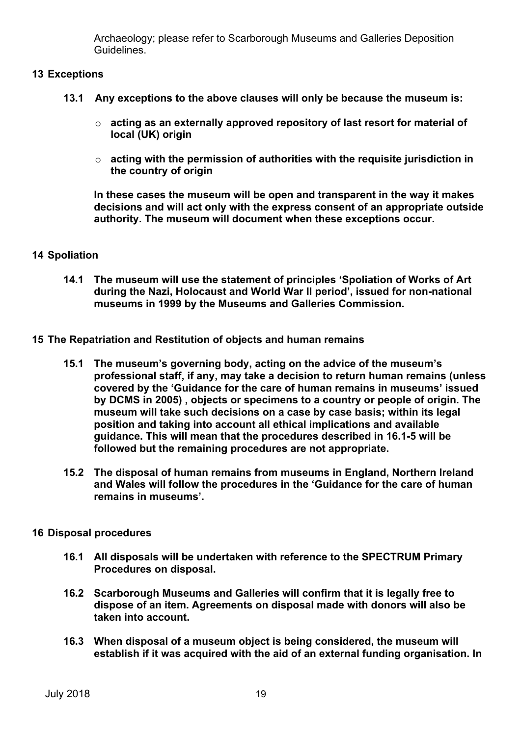Archaeology; please refer to Scarborough Museums and Galleries Deposition Guidelines.

## 13 Exceptions

**13.1 Any exceptions to the above clauses will only be because the museum is:**

- **acting as an externally approved repository of last resort for material of local (UK) origin**
- **acting with the permission of authorities with the requisite jurisdiction in the country of origin**

**In these cases the museum will be open and transparent in the way it makes decisions and will act only with the express consent of an appropriate outside authority. The museum will document when these exceptions occur.**

## 14 Spoliation

**14.1 The museum will use the statement of principles 'Spoliation of Works of Art during the Nazi, Holocaust and World War II period', issued for non-national museums in 1999 by the Museums and Galleries Commission.**

## 15 The Repatriation and Restitution of objects and human remains

**15.1 The museum's governing body, acting on the advice of the museum's professional staff, if any, may take a decision to return human remains (unless covered by the 'Guidance for the care of human remains in museums' issued by DCMS in 2005) , objects or specimens to a country or people of origin. The museum will take such decisions on a case by case basis; within its legal position and taking into account all ethical implications and available guidance. This will mean that the procedures described in 16.1-5 will be followed but the remaining procedures are not appropriate.**

**15.2 The disposal of human remains from museums in England, Northern Ireland and Wales will follow the procedures in the 'Guidance for the care of human remains in museums'.**

## 16 Disposal procedures

**16.1 All disposals will be undertaken with reference to the SPECTRUM Primary Procedures on disposal.**

**16.2 Scarborough Museums and Galleries will confirm that it is legally free to dispose of an item. Agreements on disposal made with donors will also be taken into account.**

**16.3 When disposal of a museum object is being considered, the museum will establish if it was acquired with the aid of an external funding organisation. In**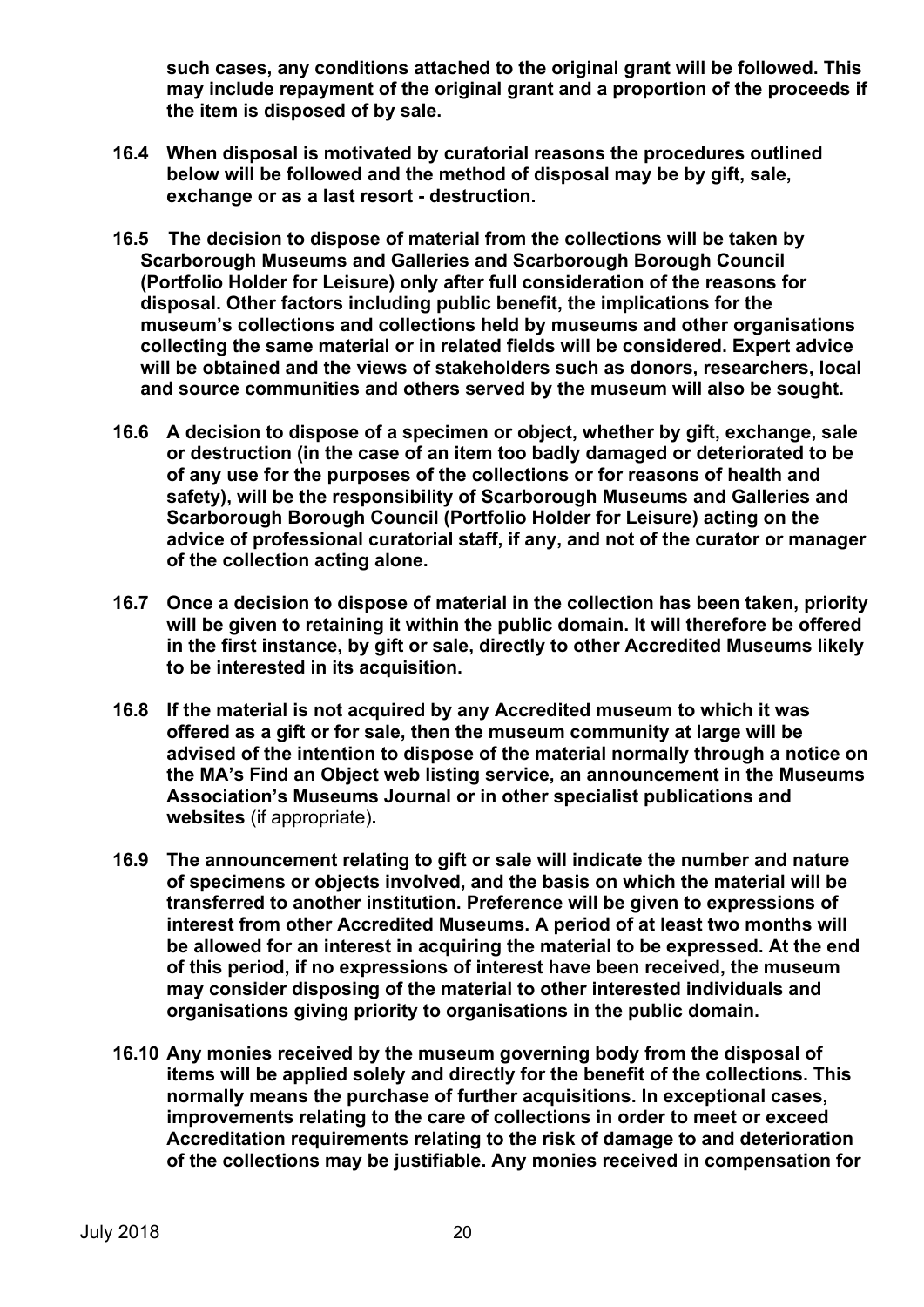**such cases, any conditions attached to the original grant will be followed. This may include repayment of the original grant and a proportion of the proceeds if the item is disposed of by sale.**

**16.4 When disposal is motivated by curatorial reasons the procedures outlined below will be followed and the method of disposal may be by gift, sale, exchange or as a last resort - destruction.**

**16.5 The decision to dispose of material from the collections will be taken by Scarborough Museums and Galleries and Scarborough Borough Council (Portfolio Holder for Leisure) only after full consideration of the reasons for disposal. Other factors including public benefit, the implications for the museum's collections and collections held by museums and other organisations collecting the same material or in related fields will be considered. Expert advice will be obtained and the views of stakeholders such as donors, researchers, local and source communities and others served by the museum will also be sought.**

**16.6 A decision to dispose of a specimen or object, whether by gift, exchange, sale or destruction (in the case of an item too badly damaged or deteriorated to be of any use for the purposes of the collections or for reasons of health and safety), will be the responsibility of Scarborough Museums and Galleries and Scarborough Borough Council (Portfolio Holder for Leisure) acting on the advice of professional curatorial staff, if any, and not of the curator or manager of the collection acting alone.**

**16.7 Once a decision to dispose of material in the collection has been taken, priority will be given to retaining it within the public domain. It will therefore be offered in the first instance, by gift or sale, directly to other Accredited Museums likely to be interested in its acquisition.**

**16.8 If the material is not acquired by any Accredited museum to which it was offered as a gift or for sale, then the museum community at large will be advised of the intention to dispose of the material normally through a notice on the MA's Find an Object web listing service, an announcement in the Museums Association's Museums Journal or in other specialist publications and websites** (if appropriate)**.**

**16.9 The announcement relating to gift or sale will indicate the number and nature of specimens or objects involved, and the basis on which the material will be transferred to another institution. Preference will be given to expressions of interest from other Accredited Museums. A period of at least two months will be allowed for an interest in acquiring the material to be expressed. At the end of this period, if no expressions of interest have been received, the museum may consider disposing of the material to other interested individuals and organisations giving priority to organisations in the public domain.**

**16.10 Any monies received by the museum governing body from the disposal of items will be applied solely and directly for the benefit of the collections. This normally means the purchase of further acquisitions. In exceptional cases, improvements relating to the care of collections in order to meet or exceed Accreditation requirements relating to the risk of damage to and deterioration of the collections may be justifiable. Any monies received in compensation for**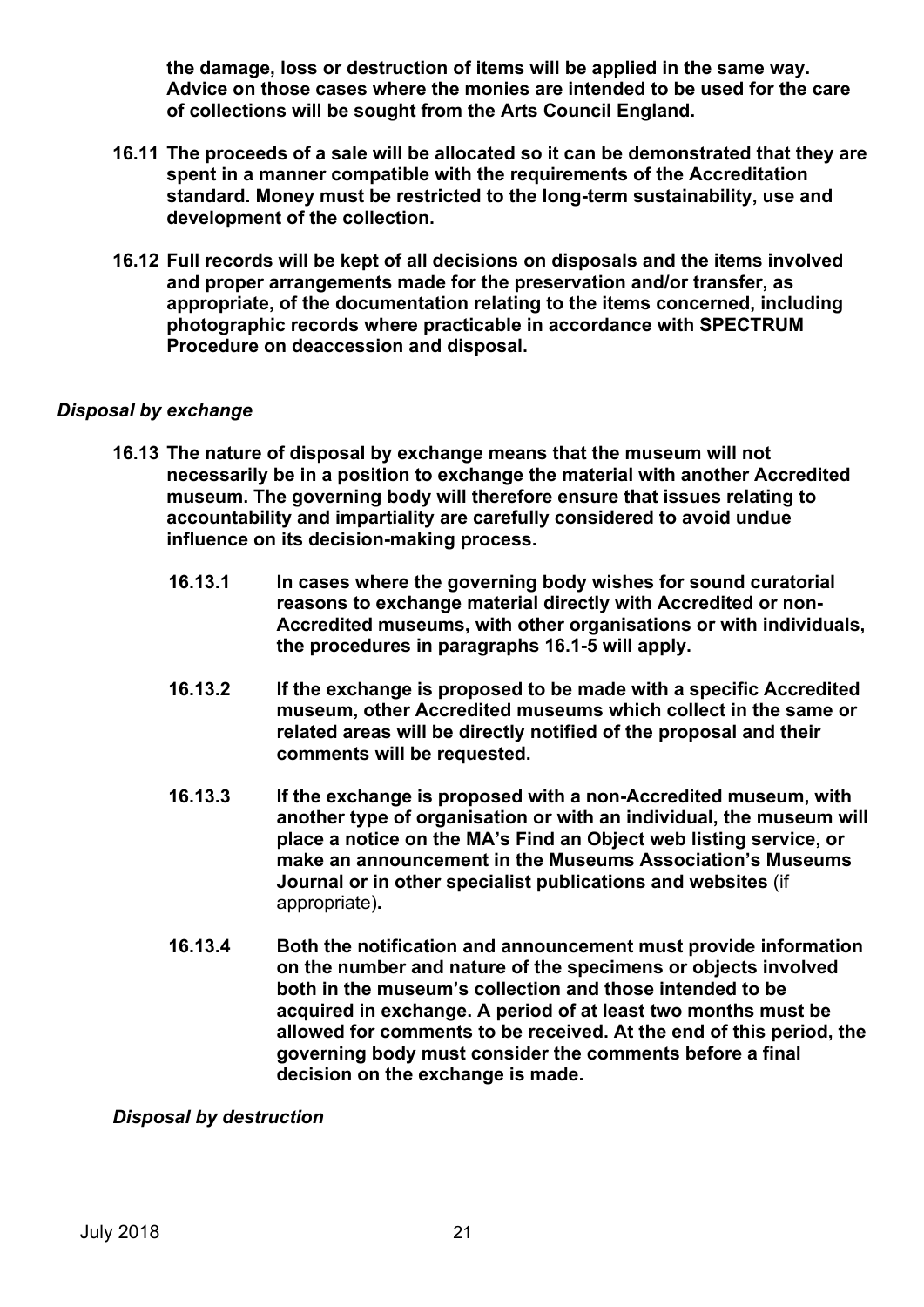**the damage, loss or destruction of items will be applied in the same way. Advice on those cases where the monies are intended to be used for the care of collections will be sought from the Arts Council England.**

**16.11 The proceeds of a sale will be allocated so it can be demonstrated that they are spent in a manner compatible with the requirements of the Accreditation standard. Money must be restricted to the long-term sustainability, use and development of the collection.**

**16.12 Full records will be kept of all decisions on disposals and the items involved and proper arrangements made for the preservation and/or transfer, as appropriate, of the documentation relating to the items concerned, including photographic records where practicable in accordance with SPECTRUM Procedure on deaccession and disposal.**

***Disposal by exchange***

**16.13 The nature of disposal by exchange means that the museum will not necessarily be in a position to exchange the material with another Accredited museum. The governing body will therefore ensure that issues relating to accountability and impartiality are carefully considered to avoid undue influence on its decision-making process.**

**16.13.1 In cases where the governing body wishes for sound curatorial reasons to exchange material directly with Accredited or non-Accredited museums, with other organisations or with individuals, the procedures in paragraphs 16.1-5 will apply.**

**16.13.2 If the exchange is proposed to be made with a specific Accredited museum, other Accredited museums which collect in the same or related areas will be directly notified of the proposal and their comments will be requested.**

**16.13.3 If the exchange is proposed with a non-Accredited museum, with another type of organisation or with an individual, the museum will place a notice on the MA's Find an Object web listing service, or make an announcement in the Museums Association's Museums Journal or in other specialist publications and websites** (if appropriate)**.**

**16.13.4 Both the notification and announcement must provide information on the number and nature of the specimens or objects involved both in the museum's collection and those intended to be acquired in exchange. A period of at least two months must be allowed for comments to be received. At the end of this period, the governing body must consider the comments before a final decision on the exchange is made.**

***Disposal by destruction***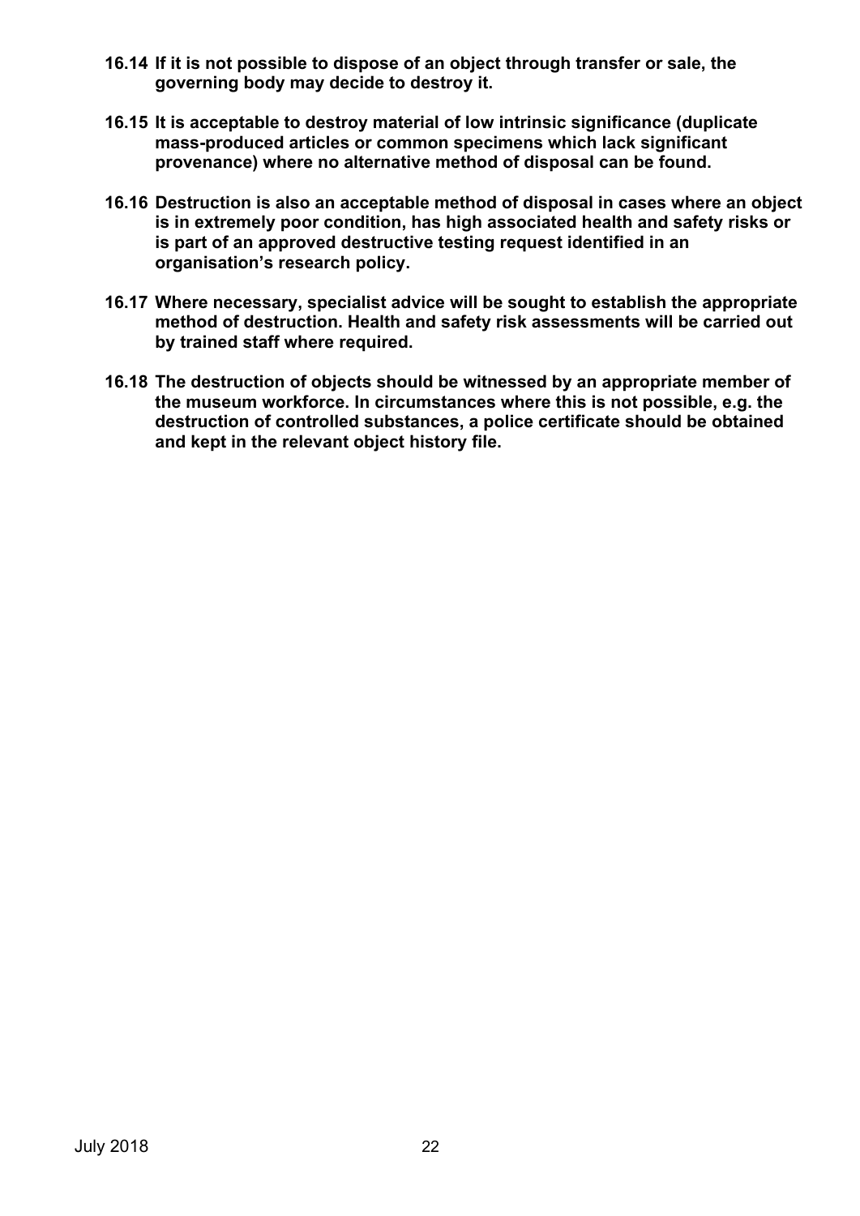**16.14 If it is not possible to dispose of an object through transfer or sale, the governing body may decide to destroy it.**

**16.15 It is acceptable to destroy material of low intrinsic significance (duplicate mass-produced articles or common specimens which lack significant provenance) where no alternative method of disposal can be found.**

**16.16 Destruction is also an acceptable method of disposal in cases where an object is in extremely poor condition, has high associated health and safety risks or is part of an approved destructive testing request identified in an organisation's research policy.**

**16.17 Where necessary, specialist advice will be sought to establish the appropriate method of destruction. Health and safety risk assessments will be carried out by trained staff where required.**

**16.18 The destruction of objects should be witnessed by an appropriate member of the museum workforce. In circumstances where this is not possible, e.g. the destruction of controlled substances, a police certificate should be obtained and kept in the relevant object history file.**